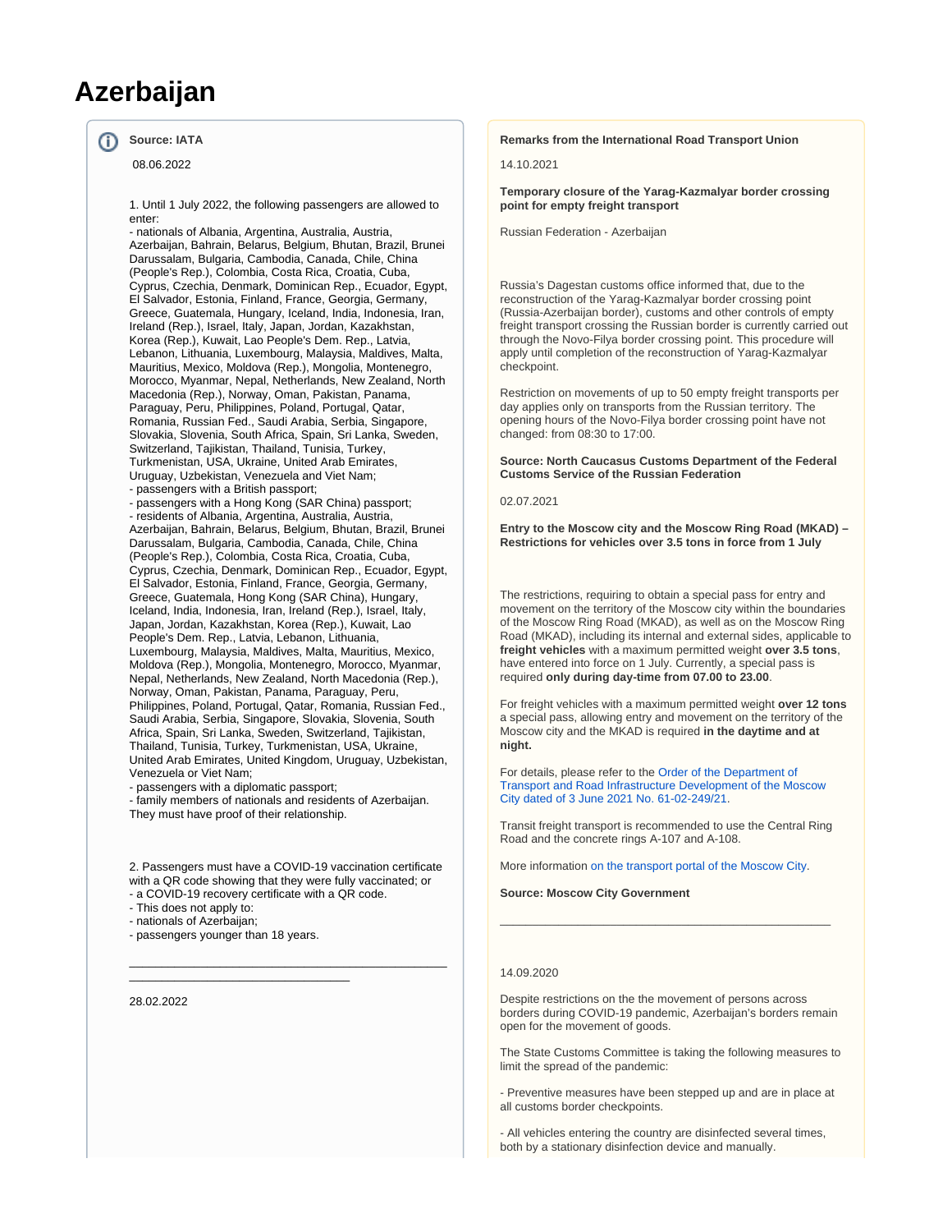# Azerbaijan

**Source: IATA**

08.06.2022

1. Until 1 July 2022, the following passengers are allowed to enter:
- nationals of Albania, Argentina, Australia, Austria, Azerbaijan, Bahrain, Belarus, Belgium, Bhutan, Brazil, Brunei Darussalam, Bulgaria, Cambodia, Canada, Chile, China (People's Rep.), Colombia, Costa Rica, Croatia, Cuba, Cyprus, Czechia, Denmark, Dominican Rep., Ecuador, Egypt, El Salvador, Estonia, Finland, France, Georgia, Germany, Greece, Guatemala, Hungary, Iceland, India, Indonesia, Iran, Ireland (Rep.), Israel, Italy, Japan, Jordan, Kazakhstan, Korea (Rep.), Kuwait, Lao People's Dem. Rep., Latvia, Lebanon, Lithuania, Luxembourg, Malaysia, Maldives, Malta, Mauritius, Mexico, Moldova (Rep.), Mongolia, Montenegro, Morocco, Myanmar, Nepal, Netherlands, New Zealand, North Macedonia (Rep.), Norway, Oman, Pakistan, Panama, Paraguay, Peru, Philippines, Poland, Portugal, Qatar, Romania, Russian Fed., Saudi Arabia, Serbia, Singapore, Slovakia, Slovenia, South Africa, Spain, Sri Lanka, Sweden, Switzerland, Tajikistan, Thailand, Tunisia, Turkey, Turkmenistan, USA, Ukraine, United Arab Emirates, Uruguay, Uzbekistan, Venezuela and Viet Nam;
- passengers with a British passport;
- passengers with a Hong Kong (SAR China) passport;
- residents of Albania, Argentina, Australia, Austria, Azerbaijan, Bahrain, Belarus, Belgium, Bhutan, Brazil, Brunei Darussalam, Bulgaria, Cambodia, Canada, Chile, China (People's Rep.), Colombia, Costa Rica, Croatia, Cuba, Cyprus, Czechia, Denmark, Dominican Rep., Ecuador, Egypt, El Salvador, Estonia, Finland, France, Georgia, Germany, Greece, Guatemala, Hong Kong (SAR China), Hungary, Iceland, India, Indonesia, Iran, Ireland (Rep.), Israel, Italy, Japan, Jordan, Kazakhstan, Korea (Rep.), Kuwait, Lao People's Dem. Rep., Latvia, Lebanon, Lithuania, Luxembourg, Malaysia, Maldives, Malta, Mauritius, Mexico, Moldova (Rep.), Mongolia, Montenegro, Morocco, Myanmar, Nepal, Netherlands, New Zealand, North Macedonia (Rep.), Norway, Oman, Pakistan, Panama, Paraguay, Peru, Philippines, Poland, Portugal, Qatar, Romania, Russian Fed., Saudi Arabia, Serbia, Singapore, Slovakia, Slovenia, South Africa, Spain, Sri Lanka, Sweden, Switzerland, Tajikistan, Thailand, Tunisia, Turkey, Turkmenistan, USA, Ukraine, United Arab Emirates, United Kingdom, Uruguay, Uzbekistan, Venezuela or Viet Nam;
- passengers with a diplomatic passport;
- family members of nationals and residents of Azerbaijan. They must have proof of their relationship.

2. Passengers must have a COVID-19 vaccination certificate with a QR code showing that they were fully vaccinated; or
- a COVID-19 recovery certificate with a QR code.
- This does not apply to:
- nationals of Azerbaijan;
- passengers younger than 18 years.

---

28.02.2022

**Remarks from the International Road Transport Union**

14.10.2021

**Temporary closure of the Yarag-Kazmalyar border crossing point for empty freight transport**

Russian Federation - Azerbaijan

Russia's Dagestan customs office informed that, due to the reconstruction of the Yarag-Kazmalyar border crossing point (Russia-Azerbaijan border), customs and other controls of empty freight transport crossing the Russian border is currently carried out through the Novo-Filya border crossing point. This procedure will apply until completion of the reconstruction of Yarag-Kazmalyar checkpoint.

Restriction on movements of up to 50 empty freight transports per day applies only on transports from the Russian territory. The opening hours of the Novo-Filya border crossing point have not changed: from 08:30 to 17:00.

**Source: North Caucasus Customs Department of the Federal Customs Service of the Russian Federation**

02.07.2021

**Entry to the Moscow city and the Moscow Ring Road (MKAD) – Restrictions for vehicles over 3.5 tons in force from 1 July**

The restrictions, requiring to obtain a special pass for entry and movement on the territory of the Moscow city within the boundaries of the Moscow Ring Road (MKAD), as well as on the Moscow Ring Road (MKAD), including its internal and external sides, applicable to **freight vehicles** with a maximum permitted weight **over 3.5 tons**, have entered into force on 1 July. Currently, a special pass is required **only during day-time from 07.00 to 23.00**.

For freight vehicles with a maximum permitted weight **over 12 tons** a special pass, allowing entry and movement on the territory of the Moscow city and the MKAD is required **in the daytime and at night.**

For details, please refer to the Order of the Department of Transport and Road Infrastructure Development of the Moscow City dated of 3 June 2021 No. 61-02-249/21.

Transit freight transport is recommended to use the Central Ring Road and the concrete rings A-107 and A-108.

More information on the transport portal of the Moscow City.

**Source: Moscow City Government**

---

14.09.2020

Despite restrictions on the the movement of persons across borders during COVID-19 pandemic, Azerbaijan's borders remain open for the movement of goods.

The State Customs Committee is taking the following measures to limit the spread of the pandemic:

- Preventive measures have been stepped up and are in place at all customs border checkpoints.

- All vehicles entering the country are disinfected several times, both by a stationary disinfection device and manually.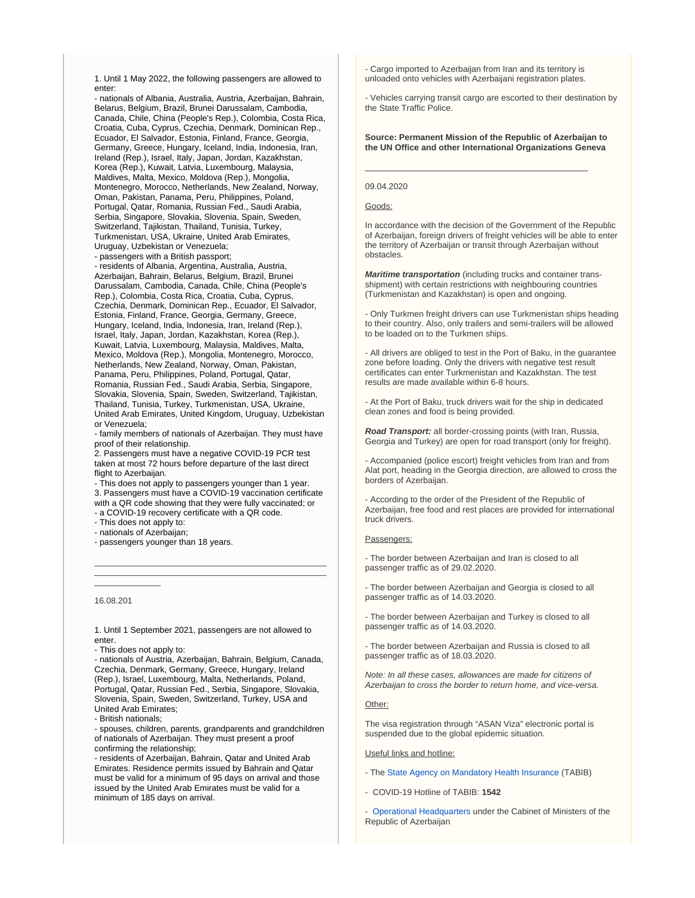1. Until 1 May 2022, the following passengers are allowed to enter:
- nationals of Albania, Australia, Austria, Azerbaijan, Bahrain, Belarus, Belgium, Brazil, Brunei Darussalam, Cambodia, Canada, Chile, China (People's Rep.), Colombia, Costa Rica, Croatia, Cuba, Cyprus, Czechia, Denmark, Dominican Rep., Ecuador, El Salvador, Estonia, Finland, France, Georgia, Germany, Greece, Hungary, Iceland, India, Indonesia, Iran, Ireland (Rep.), Israel, Italy, Japan, Jordan, Kazakhstan, Korea (Rep.), Kuwait, Latvia, Luxembourg, Malaysia, Maldives, Malta, Mexico, Moldova (Rep.), Mongolia, Montenegro, Morocco, Netherlands, New Zealand, Norway, Oman, Pakistan, Panama, Peru, Philippines, Poland, Portugal, Qatar, Romania, Russian Fed., Saudi Arabia, Serbia, Singapore, Slovakia, Slovenia, Spain, Sweden, Switzerland, Tajikistan, Thailand, Tunisia, Turkey, Turkmenistan, USA, Ukraine, United Arab Emirates, Uruguay, Uzbekistan or Venezuela;
- passengers with a British passport;
- residents of Albania, Argentina, Australia, Austria, Azerbaijan, Bahrain, Belarus, Belgium, Brazil, Brunei Darussalam, Cambodia, Canada, Chile, China (People's Rep.), Colombia, Costa Rica, Croatia, Cuba, Cyprus, Czechia, Denmark, Dominican Rep., Ecuador, El Salvador, Estonia, Finland, France, Georgia, Germany, Greece, Hungary, Iceland, India, Indonesia, Iran, Ireland (Rep.), Israel, Italy, Japan, Jordan, Kazakhstan, Korea (Rep.), Kuwait, Latvia, Luxembourg, Malaysia, Maldives, Malta, Mexico, Moldova (Rep.), Mongolia, Montenegro, Morocco, Netherlands, New Zealand, Norway, Oman, Pakistan, Panama, Peru, Philippines, Poland, Portugal, Qatar, Romania, Russian Fed., Saudi Arabia, Serbia, Singapore, Slovakia, Slovenia, Spain, Sweden, Switzerland, Tajikistan, Thailand, Tunisia, Turkey, Turkmenistan, USA, Ukraine, United Arab Emirates, United Kingdom, Uruguay, Uzbekistan or Venezuela;
- family members of nationals of Azerbaijan. They must have proof of their relationship.
2. Passengers must have a negative COVID-19 PCR test taken at most 72 hours before departure of the last direct flight to Azerbaijan.
- This does not apply to passengers younger than 1 year.
3. Passengers must have a COVID-19 vaccination certificate with a QR code showing that they were fully vaccinated; or
- a COVID-19 recovery certificate with a QR code.
- This does not apply to:
- nationals of Azerbaijan;
- passengers younger than 18 years.

---

16.08.201

1. Until 1 September 2021, passengers are not allowed to enter.
- This does not apply to:
- nationals of Austria, Azerbaijan, Bahrain, Belgium, Canada, Czechia, Denmark, Germany, Greece, Hungary, Ireland (Rep.), Israel, Luxembourg, Malta, Netherlands, Poland, Portugal, Qatar, Russian Fed., Serbia, Singapore, Slovakia, Slovenia, Spain, Sweden, Switzerland, Turkey, USA and United Arab Emirates;
- British nationals;
- spouses, children, parents, grandparents and grandchildren of nationals of Azerbaijan. They must present a proof confirming the relationship;
- residents of Azerbaijan, Bahrain, Qatar and United Arab Emirates. Residence permits issued by Bahrain and Qatar must be valid for a minimum of 95 days on arrival and those issued by the United Arab Emirates must be valid for a minimum of 185 days on arrival.

- Cargo imported to Azerbaijan from Iran and its territory is unloaded onto vehicles with Azerbaijani registration plates.

- Vehicles carrying transit cargo are escorted to their destination by the State Traffic Police.

**Source: Permanent Mission of the Republic of Azerbaijan to the UN Office and other International Organizations Geneva**

---

09.04.2020

Goods:

In accordance with the decision of the Government of the Republic of Azerbaijan, foreign drivers of freight vehicles will be able to enter the territory of Azerbaijan or transit through Azerbaijan without obstacles.

***Maritime transportation*** (including trucks and container trans-shipment) with certain restrictions with neighbouring countries (Turkmenistan and Kazakhstan) is open and ongoing.

- Only Turkmen freight drivers can use Turkmenistan ships heading to their country. Also, only trailers and semi-trailers will be allowed to be loaded on to the Turkmen ships.

- All drivers are obliged to test in the Port of Baku, in the guarantee zone before loading. Only the drivers with negative test result certificates can enter Turkmenistan and Kazakhstan. The test results are made available within 6-8 hours.

- At the Port of Baku, truck drivers wait for the ship in dedicated clean zones and food is being provided.

***Road Transport:*** all border-crossing points (with Iran, Russia, Georgia and Turkey) are open for road transport (only for freight).

- Accompanied (police escort) freight vehicles from Iran and from Alat port, heading in the Georgia direction, are allowed to cross the borders of Azerbaijan.

- According to the order of the President of the Republic of Azerbaijan, free food and rest places are provided for international truck drivers.

Passengers:

- The border between Azerbaijan and Iran is closed to all passenger traffic as of 29.02.2020.

- The border between Azerbaijan and Georgia is closed to all passenger traffic as of 14.03.2020.

- The border between Azerbaijan and Turkey is closed to all passenger traffic as of 14.03.2020.

- The border between Azerbaijan and Russia is closed to all passenger traffic as of 18.03.2020.

*Note: In all these cases, allowances are made for citizens of Azerbaijan to cross the border to return home, and vice-versa.*

Other:

The visa registration through "ASAN Viza" electronic portal is suspended due to the global epidemic situation.

Useful links and hotline:

- The State Agency on Mandatory Health Insurance (TABIB)

- COVID-19 Hotline of TABIB: **1542**

- Operational Headquarters under the Cabinet of Ministers of the Republic of Azerbaijan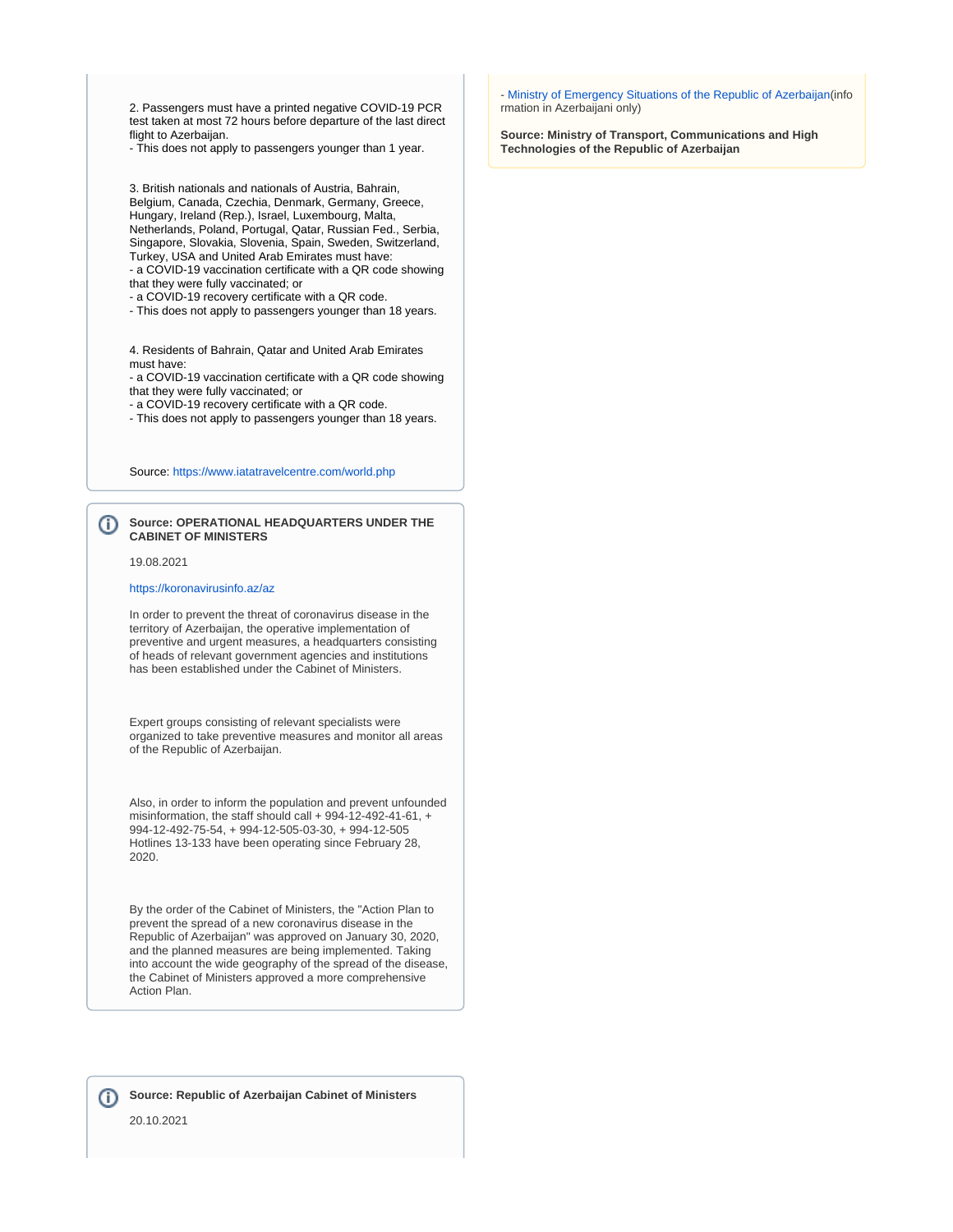2. Passengers must have a printed negative COVID-19 PCR test taken at most 72 hours before departure of the last direct flight to Azerbaijan.
- This does not apply to passengers younger than 1 year.

3. British nationals and nationals of Austria, Bahrain, Belgium, Canada, Czechia, Denmark, Germany, Greece, Hungary, Ireland (Rep.), Israel, Luxembourg, Malta, Netherlands, Poland, Portugal, Qatar, Russian Fed., Serbia, Singapore, Slovakia, Slovenia, Spain, Sweden, Switzerland, Turkey, USA and United Arab Emirates must have:
- a COVID-19 vaccination certificate with a QR code showing that they were fully vaccinated; or
- a COVID-19 recovery certificate with a QR code.
- This does not apply to passengers younger than 18 years.

4. Residents of Bahrain, Qatar and United Arab Emirates must have:
- a COVID-19 vaccination certificate with a QR code showing that they were fully vaccinated; or
- a COVID-19 recovery certificate with a QR code.
- This does not apply to passengers younger than 18 years.

Source: https://www.iatatravelcentre.com/world.php

**Source: OPERATIONAL HEADQUARTERS UNDER THE CABINET OF MINISTERS**

19.08.2021

https://koronavirusinfo.az/az

In order to prevent the threat of coronavirus disease in the territory of Azerbaijan, the operative implementation of preventive and urgent measures, a headquarters consisting of heads of relevant government agencies and institutions has been established under the Cabinet of Ministers.

Expert groups consisting of relevant specialists were organized to take preventive measures and monitor all areas of the Republic of Azerbaijan.

Also, in order to inform the population and prevent unfounded misinformation, the staff should call + 994-12-492-41-61, + 994-12-492-75-54, + 994-12-505-03-30, + 994-12-505 Hotlines 13-133 have been operating since February 28, 2020.

By the order of the Cabinet of Ministers, the "Action Plan to prevent the spread of a new coronavirus disease in the Republic of Azerbaijan" was approved on January 30, 2020, and the planned measures are being implemented. Taking into account the wide geography of the spread of the disease, the Cabinet of Ministers approved a more comprehensive Action Plan.

**Source: Republic of Azerbaijan Cabinet of Ministers**

20.10.2021

- Ministry of Emergency Situations of the Republic of Azerbaijan(information in Azerbaijani only)

**Source: Ministry of Transport, Communications and High Technologies of the Republic of Azerbaijan**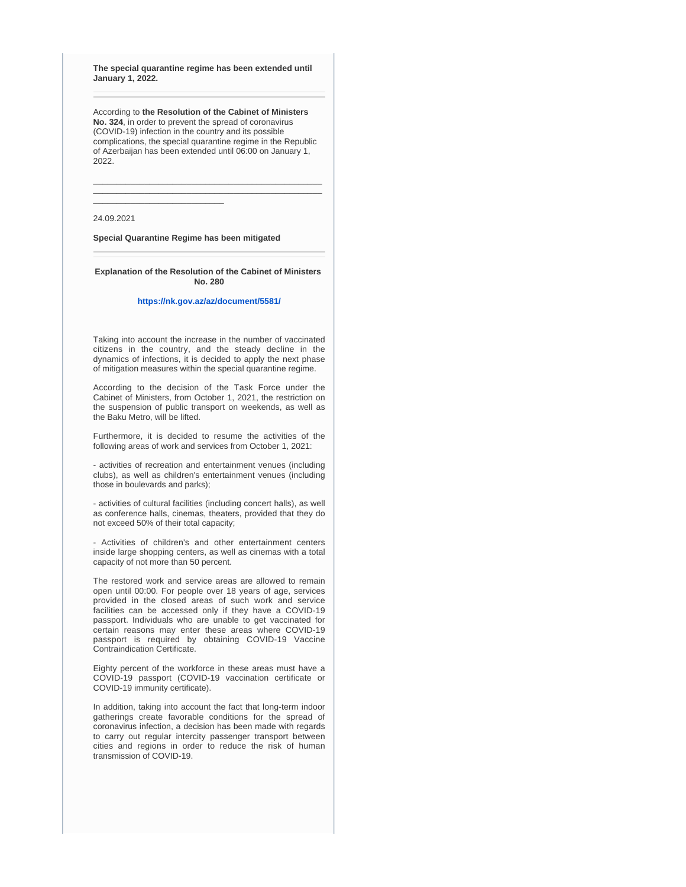**The special quarantine regime has been extended until January 1, 2022.**

---

According to **the Resolution of the Cabinet of Ministers No. 324**, in order to prevent the spread of coronavirus (COVID-19) infection in the country and its possible complications, the special quarantine regime in the Republic of Azerbaijan has been extended until 06:00 on January 1, 2022.

---

24.09.2021

**Special Quarantine Regime has been mitigated**

---

**Explanation of the Resolution of the Cabinet of Ministers No. 280**

**https://nk.gov.az/az/document/5581/**

Taking into account the increase in the number of vaccinated citizens in the country, and the steady decline in the dynamics of infections, it is decided to apply the next phase of mitigation measures within the special quarantine regime.

According to the decision of the Task Force under the Cabinet of Ministers, from October 1, 2021, the restriction on the suspension of public transport on weekends, as well as the Baku Metro, will be lifted.

Furthermore, it is decided to resume the activities of the following areas of work and services from October 1, 2021:

- activities of recreation and entertainment venues (including clubs), as well as children's entertainment venues (including those in boulevards and parks);

- activities of cultural facilities (including concert halls), as well as conference halls, cinemas, theaters, provided that they do not exceed 50% of their total capacity;

- Activities of children's and other entertainment centers inside large shopping centers, as well as cinemas with a total capacity of not more than 50 percent.

The restored work and service areas are allowed to remain open until 00:00. For people over 18 years of age, services provided in the closed areas of such work and service facilities can be accessed only if they have a COVID-19 passport. Individuals who are unable to get vaccinated for certain reasons may enter these areas where COVID-19 passport is required by obtaining COVID-19 Vaccine Contraindication Certificate.

Eighty percent of the workforce in these areas must have a COVID-19 passport (COVID-19 vaccination certificate or COVID-19 immunity certificate).

In addition, taking into account the fact that long-term indoor gatherings create favorable conditions for the spread of coronavirus infection, a decision has been made with regards to carry out regular intercity passenger transport between cities and regions in order to reduce the risk of human transmission of COVID-19.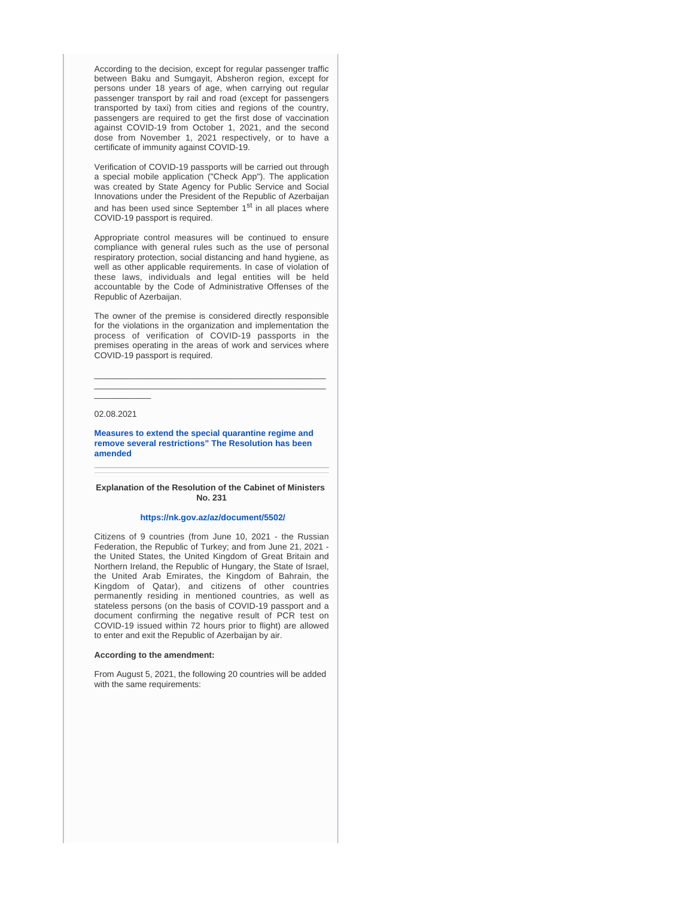According to the decision, except for regular passenger traffic between Baku and Sumgayit, Absheron region, except for persons under 18 years of age, when carrying out regular passenger transport by rail and road (except for passengers transported by taxi) from cities and regions of the country, passengers are required to get the first dose of vaccination against COVID-19 from October 1, 2021, and the second dose from November 1, 2021 respectively, or to have a certificate of immunity against COVID-19.

Verification of COVID-19 passports will be carried out through a special mobile application ("Check App"). The application was created by State Agency for Public Service and Social Innovations under the President of the Republic of Azerbaijan and has been used since September 1st in all places where COVID-19 passport is required.

Appropriate control measures will be continued to ensure compliance with general rules such as the use of personal respiratory protection, social distancing and hand hygiene, as well as other applicable requirements. In case of violation of these laws, individuals and legal entities will be held accountable by the Code of Administrative Offenses of the Republic of Azerbaijan.

The owner of the premise is considered directly responsible for the violations in the organization and implementation the process of verification of COVID-19 passports in the premises operating in the areas of work and services where COVID-19 passport is required.

---

02.08.2021

**Measures to extend the special quarantine regime and remove several restrictions" The Resolution has been amended**

---

**Explanation of the Resolution of the Cabinet of Ministers No. 231**

**https://nk.gov.az/az/document/5502/**

Citizens of 9 countries (from June 10, 2021 - the Russian Federation, the Republic of Turkey; and from June 21, 2021 - the United States, the United Kingdom of Great Britain and Northern Ireland, the Republic of Hungary, the State of Israel, the United Arab Emirates, the Kingdom of Bahrain, the Kingdom of Qatar), and citizens of other countries permanently residing in mentioned countries, as well as stateless persons (on the basis of COVID-19 passport and a document confirming the negative result of PCR test on COVID-19 issued within 72 hours prior to flight) are allowed to enter and exit the Republic of Azerbaijan by air.

**According to the amendment:**

From August 5, 2021, the following 20 countries will be added with the same requirements: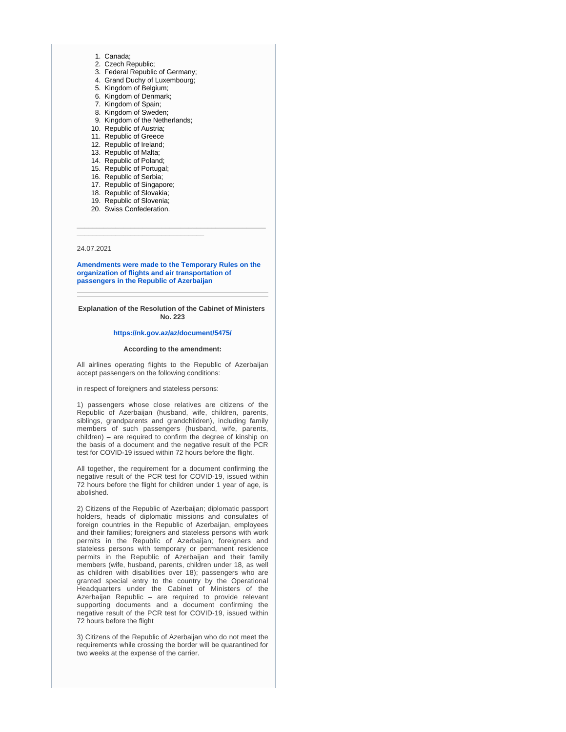1. Canada;
2. Czech Republic;
3. Federal Republic of Germany;
4. Grand Duchy of Luxembourg;
5. Kingdom of Belgium;
6. Kingdom of Denmark;
7. Kingdom of Spain;
8. Kingdom of Sweden;
9. Kingdom of the Netherlands;
10. Republic of Austria;
11. Republic of Greece
12. Republic of Ireland;
13. Republic of Malta;
14. Republic of Poland;
15. Republic of Portugal;
16. Republic of Serbia;
17. Republic of Singapore;
18. Republic of Slovakia;
19. Republic of Slovenia;
20. Swiss Confederation.

---

24.07.2021

**Amendments were made to the Temporary Rules on the organization of flights and air transportation of passengers in the Republic of Azerbaijan**

---

**Explanation of the Resolution of the Cabinet of Ministers No. 223**

**https://nk.gov.az/az/document/5475/**

**According to the amendment:**

All airlines operating flights to the Republic of Azerbaijan accept passengers on the following conditions:

in respect of foreigners and stateless persons:

1) passengers whose close relatives are citizens of the Republic of Azerbaijan (husband, wife, children, parents, siblings, grandparents and grandchildren), including family members of such passengers (husband, wife, parents, children) – are required to confirm the degree of kinship on the basis of a document and the negative result of the PCR test for COVID-19 issued within 72 hours before the flight.

All together, the requirement for a document confirming the negative result of the PCR test for COVID-19, issued within 72 hours before the flight for children under 1 year of age, is abolished.

2) Citizens of the Republic of Azerbaijan; diplomatic passport holders, heads of diplomatic missions and consulates of foreign countries in the Republic of Azerbaijan, employees and their families; foreigners and stateless persons with work permits in the Republic of Azerbaijan; foreigners and stateless persons with temporary or permanent residence permits in the Republic of Azerbaijan and their family members (wife, husband, parents, children under 18, as well as children with disabilities over 18); passengers who are granted special entry to the country by the Operational Headquarters under the Cabinet of Ministers of the Azerbaijan Republic – are required to provide relevant supporting documents and a document confirming the negative result of the PCR test for COVID-19, issued within 72 hours before the flight

3) Citizens of the Republic of Azerbaijan who do not meet the requirements while crossing the border will be quarantined for two weeks at the expense of the carrier.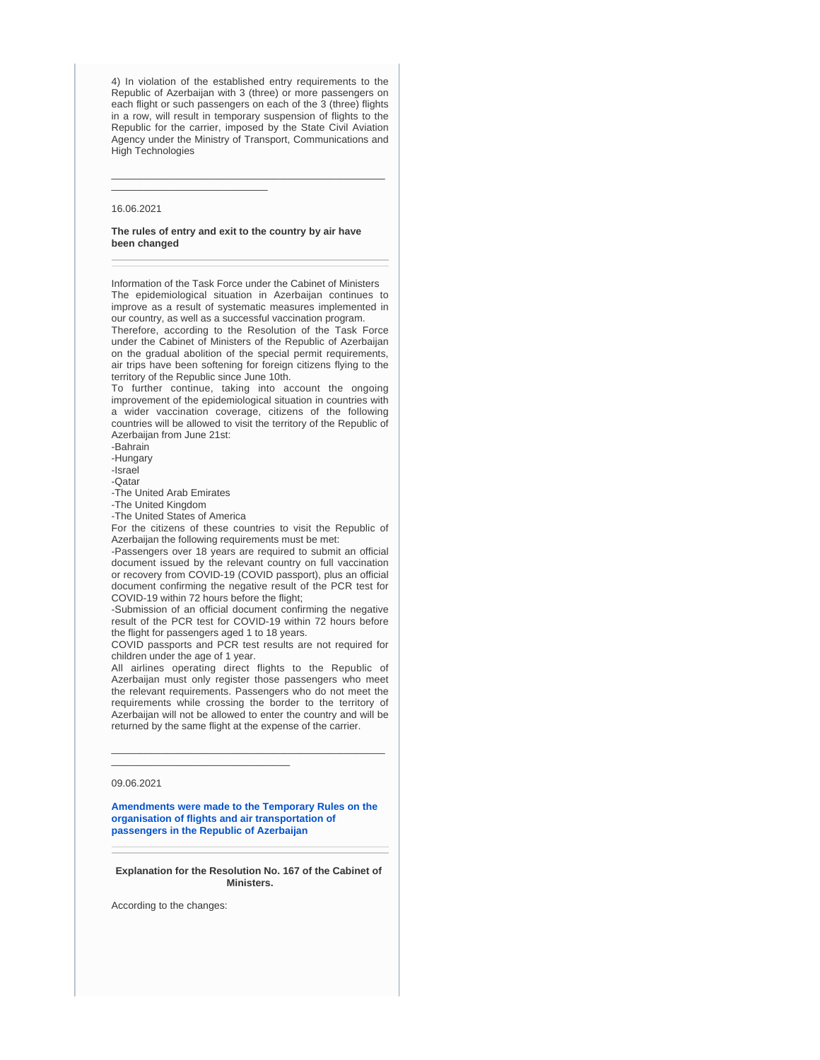4) In violation of the established entry requirements to the Republic of Azerbaijan with 3 (three) or more passengers on each flight or such passengers on each of the 3 (three) flights in a row, will result in temporary suspension of flights to the Republic for the carrier, imposed by the State Civil Aviation Agency under the Ministry of Transport, Communications and High Technologies

---

16.06.2021

**The rules of entry and exit to the country by air have been changed**

---

Information of the Task Force under the Cabinet of Ministers

The epidemiological situation in Azerbaijan continues to improve as a result of systematic measures implemented in our country, as well as a successful vaccination program.

Therefore, according to the Resolution of the Task Force under the Cabinet of Ministers of the Republic of Azerbaijan on the gradual abolition of the special permit requirements, air trips have been softening for foreign citizens flying to the territory of the Republic since June 10th.

To further continue, taking into account the ongoing improvement of the epidemiological situation in countries with a wider vaccination coverage, citizens of the following countries will be allowed to visit the territory of the Republic of Azerbaijan from June 21st:

-Bahrain
-Hungary
-Israel
-Qatar
-The United Arab Emirates
-The United Kingdom
-The United States of America

For the citizens of these countries to visit the Republic of Azerbaijan the following requirements must be met:

-Passengers over 18 years are required to submit an official document issued by the relevant country on full vaccination or recovery from COVID-19 (COVID passport), plus an official document confirming the negative result of the PCR test for COVID-19 within 72 hours before the flight;

-Submission of an official document confirming the negative result of the PCR test for COVID-19 within 72 hours before the flight for passengers aged 1 to 18 years.

COVID passports and PCR test results are not required for children under the age of 1 year.

All airlines operating direct flights to the Republic of Azerbaijan must only register those passengers who meet the relevant requirements. Passengers who do not meet the requirements while crossing the border to the territory of Azerbaijan will not be allowed to enter the country and will be returned by the same flight at the expense of the carrier.

---

09.06.2021

**Amendments were made to the Temporary Rules on the organisation of flights and air transportation of passengers in the Republic of Azerbaijan**

---

**Explanation for the Resolution No. 167 of the Cabinet of Ministers.**

According to the changes: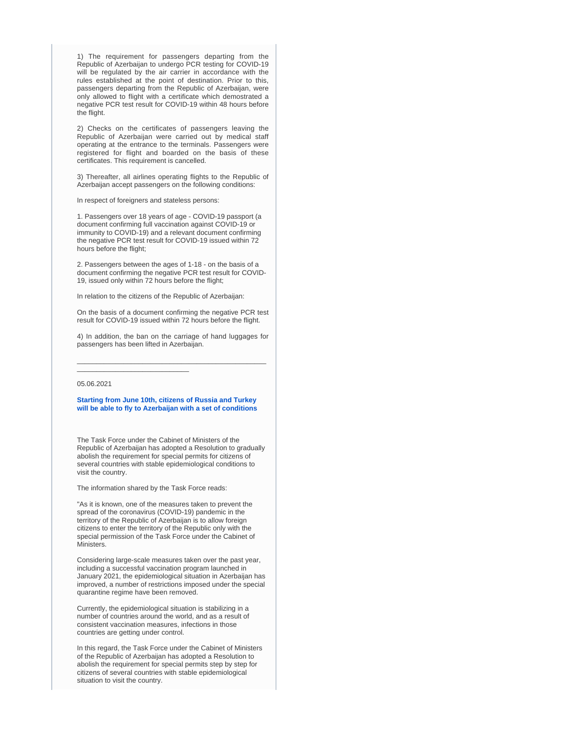1) The requirement for passengers departing from the Republic of Azerbaijan to undergo PCR testing for COVID-19 will be regulated by the air carrier in accordance with the rules established at the point of destination. Prior to this, passengers departing from the Republic of Azerbaijan, were only allowed to flight with a certificate which demostrated a negative PCR test result for COVID-19 within 48 hours before the flight.

2) Checks on the certificates of passengers leaving the Republic of Azerbaijan were carried out by medical staff operating at the entrance to the terminals. Passengers were registered for flight and boarded on the basis of these certificates. This requirement is cancelled.

3) Thereafter, all airlines operating flights to the Republic of Azerbaijan accept passengers on the following conditions:

In respect of foreigners and stateless persons:

1. Passengers over 18 years of age - COVID-19 passport (a document confirming full vaccination against COVID-19 or immunity to COVID-19) and a relevant document confirming the negative PCR test result for COVID-19 issued within 72 hours before the flight;

2. Passengers between the ages of 1-18 - on the basis of a document confirming the negative PCR test result for COVID-19, issued only within 72 hours before the flight;

In relation to the citizens of the Republic of Azerbaijan:

On the basis of a document confirming the negative PCR test result for COVID-19 issued within 72 hours before the flight.

4) In addition, the ban on the carriage of hand luggages for passengers has been lifted in Azerbaijan.

---

05.06.2021

**Starting from June 10th, citizens of Russia and Turkey will be able to fly to Azerbaijan with a set of conditions**

The Task Force under the Cabinet of Ministers of the Republic of Azerbaijan has adopted a Resolution to gradually abolish the requirement for special permits for citizens of several countries with stable epidemiological conditions to visit the country.

The information shared by the Task Force reads:

"As it is known, one of the measures taken to prevent the spread of the coronavirus (COVID-19) pandemic in the territory of the Republic of Azerbaijan is to allow foreign citizens to enter the territory of the Republic only with the special permission of the Task Force under the Cabinet of Ministers.

Considering large-scale measures taken over the past year, including a successful vaccination program launched in January 2021, the epidemiological situation in Azerbaijan has improved, a number of restrictions imposed under the special quarantine regime have been removed.

Currently, the epidemiological situation is stabilizing in a number of countries around the world, and as a result of consistent vaccination measures, infections in those countries are getting under control.

In this regard, the Task Force under the Cabinet of Ministers of the Republic of Azerbaijan has adopted a Resolution to abolish the requirement for special permits step by step for citizens of several countries with stable epidemiological situation to visit the country.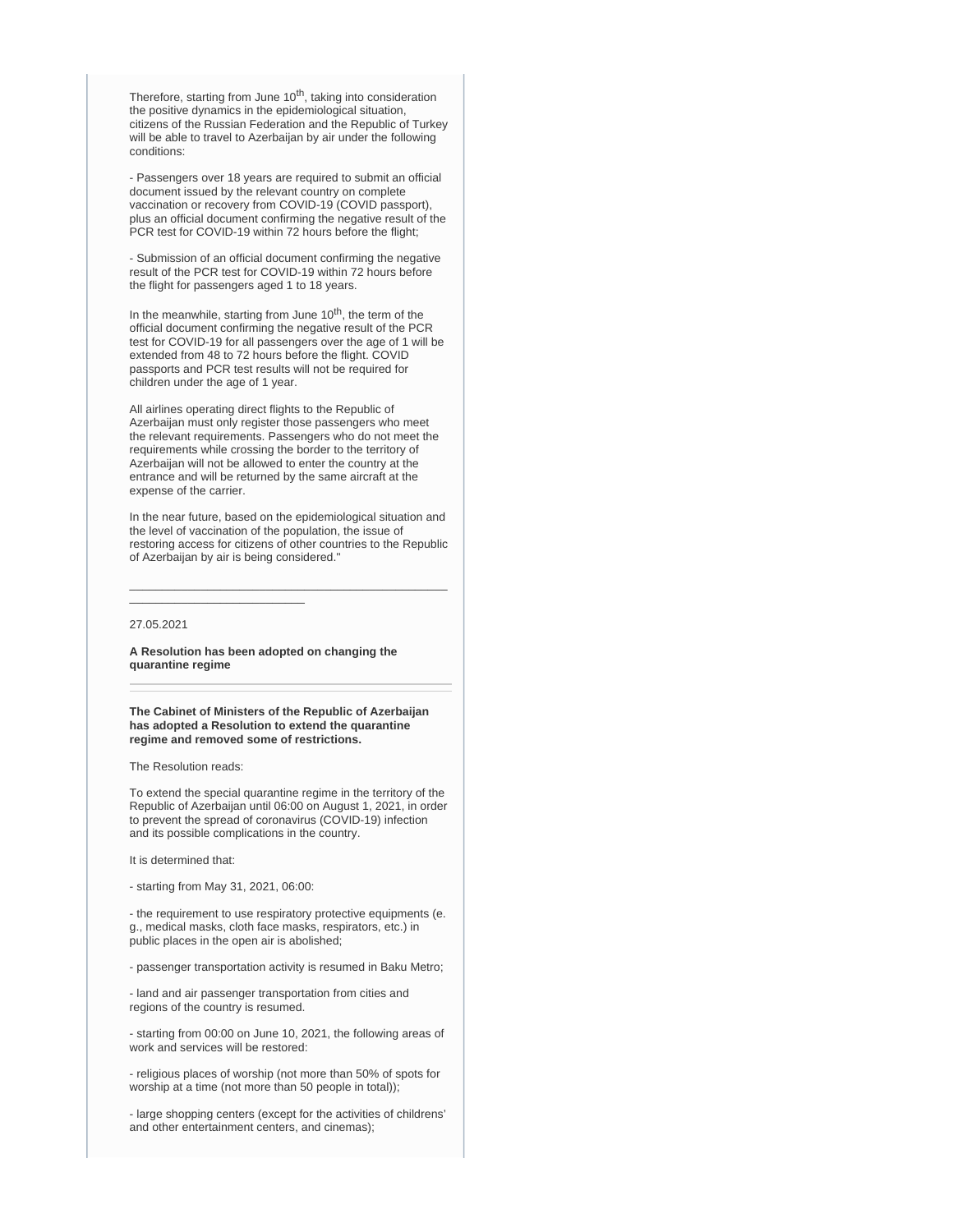Therefore, starting from June 10th, taking into consideration the positive dynamics in the epidemiological situation, citizens of the Russian Federation and the Republic of Turkey will be able to travel to Azerbaijan by air under the following conditions:

- Passengers over 18 years are required to submit an official document issued by the relevant country on complete vaccination or recovery from COVID-19 (COVID passport), plus an official document confirming the negative result of the PCR test for COVID-19 within 72 hours before the flight;

- Submission of an official document confirming the negative result of the PCR test for COVID-19 within 72 hours before the flight for passengers aged 1 to 18 years.

In the meanwhile, starting from June 10th, the term of the official document confirming the negative result of the PCR test for COVID-19 for all passengers over the age of 1 will be extended from 48 to 72 hours before the flight. COVID passports and PCR test results will not be required for children under the age of 1 year.

All airlines operating direct flights to the Republic of Azerbaijan must only register those passengers who meet the relevant requirements. Passengers who do not meet the requirements while crossing the border to the territory of Azerbaijan will not be allowed to enter the country at the entrance and will be returned by the same aircraft at the expense of the carrier.

In the near future, based on the epidemiological situation and the level of vaccination of the population, the issue of restoring access for citizens of other countries to the Republic of Azerbaijan by air is being considered."

---

27.05.2021

**A Resolution has been adopted on changing the quarantine regime**

---

**The Cabinet of Ministers of the Republic of Azerbaijan has adopted a Resolution to extend the quarantine regime and removed some of restrictions.**

The Resolution reads:

To extend the special quarantine regime in the territory of the Republic of Azerbaijan until 06:00 on August 1, 2021, in order to prevent the spread of coronavirus (COVID-19) infection and its possible complications in the country.

It is determined that:

- starting from May 31, 2021, 06:00:

- the requirement to use respiratory protective equipments (e. g., medical masks, cloth face masks, respirators, etc.) in public places in the open air is abolished;

- passenger transportation activity is resumed in Baku Metro;

- land and air passenger transportation from cities and regions of the country is resumed.

- starting from 00:00 on June 10, 2021, the following areas of work and services will be restored:

- religious places of worship (not more than 50% of spots for worship at a time (not more than 50 people in total));

- large shopping centers (except for the activities of childrens' and other entertainment centers, and cinemas);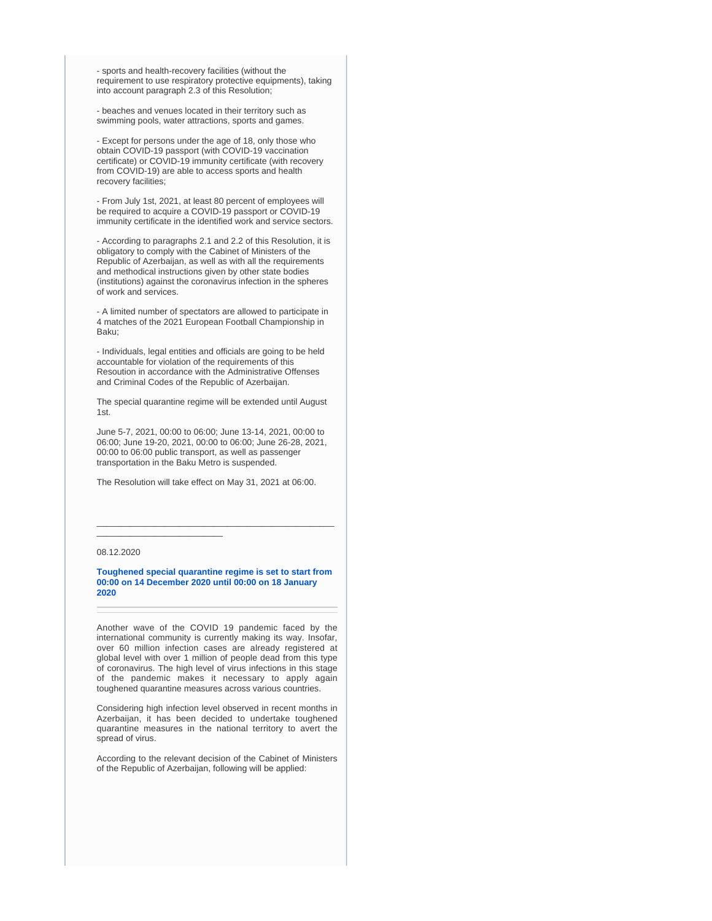- sports and health-recovery facilities (without the requirement to use respiratory protective equipments), taking into account paragraph 2.3 of this Resolution;

- beaches and venues located in their territory such as swimming pools, water attractions, sports and games.

- Except for persons under the age of 18, only those who obtain COVID-19 passport (with COVID-19 vaccination certificate) or COVID-19 immunity certificate (with recovery from COVID-19) are able to access sports and health recovery facilities;

- From July 1st, 2021, at least 80 percent of employees will be required to acquire a COVID-19 passport or COVID-19 immunity certificate in the identified work and service sectors.

- According to paragraphs 2.1 and 2.2 of this Resolution, it is obligatory to comply with the Cabinet of Ministers of the Republic of Azerbaijan, as well as with all the requirements and methodical instructions given by other state bodies (institutions) against the coronavirus infection in the spheres of work and services.

- A limited number of spectators are allowed to participate in 4 matches of the 2021 European Football Championship in Baku;

- Individuals, legal entities and officials are going to be held accountable for violation of the requirements of this Resoution in accordance with the Administrative Offenses and Criminal Codes of the Republic of Azerbaijan.

The special quarantine regime will be extended until August 1st.

June 5-7, 2021, 00:00 to 06:00; June 13-14, 2021, 00:00 to 06:00; June 19-20, 2021, 00:00 to 06:00; June 26-28, 2021, 00:00 to 06:00 public transport, as well as passenger transportation in the Baku Metro is suspended.

The Resolution will take effect on May 31, 2021 at 06:00.

---

08.12.2020

**Toughened special quarantine regime is set to start from 00:00 on 14 December 2020 until 00:00 on 18 January 2020**

---

Another wave of the COVID 19 pandemic faced by the international community is currently making its way. Insofar, over 60 million infection cases are already registered at global level with over 1 million of people dead from this type of coronavirus. The high level of virus infections in this stage of the pandemic makes it necessary to apply again toughened quarantine measures across various countries.

Considering high infection level observed in recent months in Azerbaijan, it has been decided to undertake toughened quarantine measures in the national territory to avert the spread of virus.

According to the relevant decision of the Cabinet of Ministers of the Republic of Azerbaijan, following will be applied: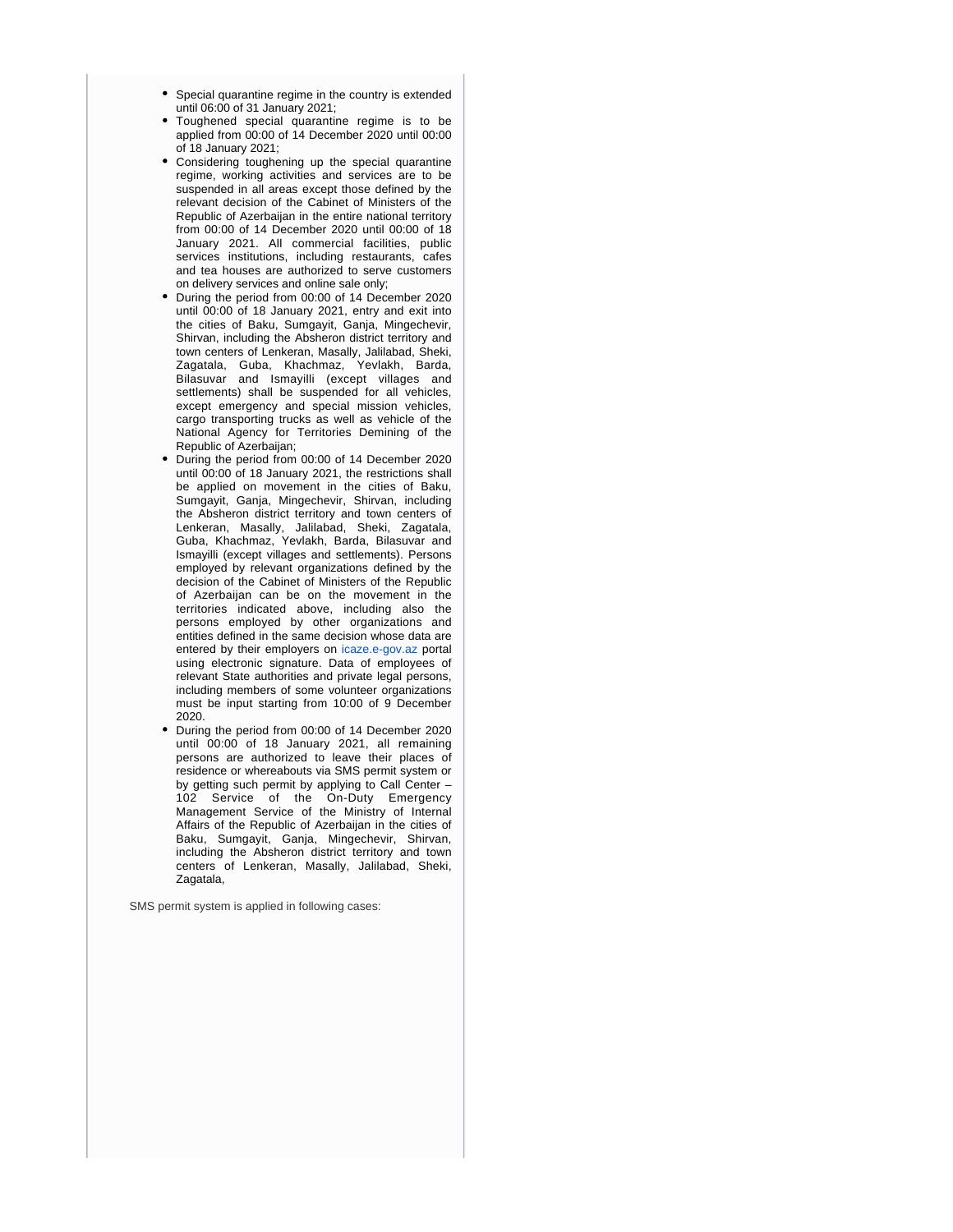- Special quarantine regime in the country is extended until 06:00 of 31 January 2021;
- Toughened special quarantine regime is to be applied from 00:00 of 14 December 2020 until 00:00 of 18 January 2021;
- Considering toughening up the special quarantine regime, working activities and services are to be suspended in all areas except those defined by the relevant decision of the Cabinet of Ministers of the Republic of Azerbaijan in the entire national territory from 00:00 of 14 December 2020 until 00:00 of 18 January 2021. All commercial facilities, public services institutions, including restaurants, cafes and tea houses are authorized to serve customers on delivery services and online sale only;
- During the period from 00:00 of 14 December 2020 until 00:00 of 18 January 2021, entry and exit into the cities of Baku, Sumgayit, Ganja, Mingechevir, Shirvan, including the Absheron district territory and town centers of Lenkeran, Masally, Jalilabad, Sheki, Zagatala, Guba, Khachmaz, Yevlakh, Barda, Bilasuvar and Ismayilli (except villages and settlements) shall be suspended for all vehicles, except emergency and special mission vehicles, cargo transporting trucks as well as vehicle of the National Agency for Territories Demining of the Republic of Azerbaijan;
- During the period from 00:00 of 14 December 2020 until 00:00 of 18 January 2021, the restrictions shall be applied on movement in the cities of Baku, Sumgayit, Ganja, Mingechevir, Shirvan, including the Absheron district territory and town centers of Lenkeran, Masally, Jalilabad, Sheki, Zagatala, Guba, Khachmaz, Yevlakh, Barda, Bilasuvar and Ismayilli (except villages and settlements). Persons employed by relevant organizations defined by the decision of the Cabinet of Ministers of the Republic of Azerbaijan can be on the movement in the territories indicated above, including also the persons employed by other organizations and entities defined in the same decision whose data are entered by their employers on icaze.e-gov.az portal using electronic signature. Data of employees of relevant State authorities and private legal persons, including members of some volunteer organizations must be input starting from 10:00 of 9 December 2020.
- During the period from 00:00 of 14 December 2020 until 00:00 of 18 January 2021, all remaining persons are authorized to leave their places of residence or whereabouts via SMS permit system or by getting such permit by applying to Call Center – 102 Service of the On-Duty Emergency Management Service of the Ministry of Internal Affairs of the Republic of Azerbaijan in the cities of Baku, Sumgayit, Ganja, Mingechevir, Shirvan, including the Absheron district territory and town centers of Lenkeran, Masally, Jalilabad, Sheki, Zagatala,

SMS permit system is applied in following cases: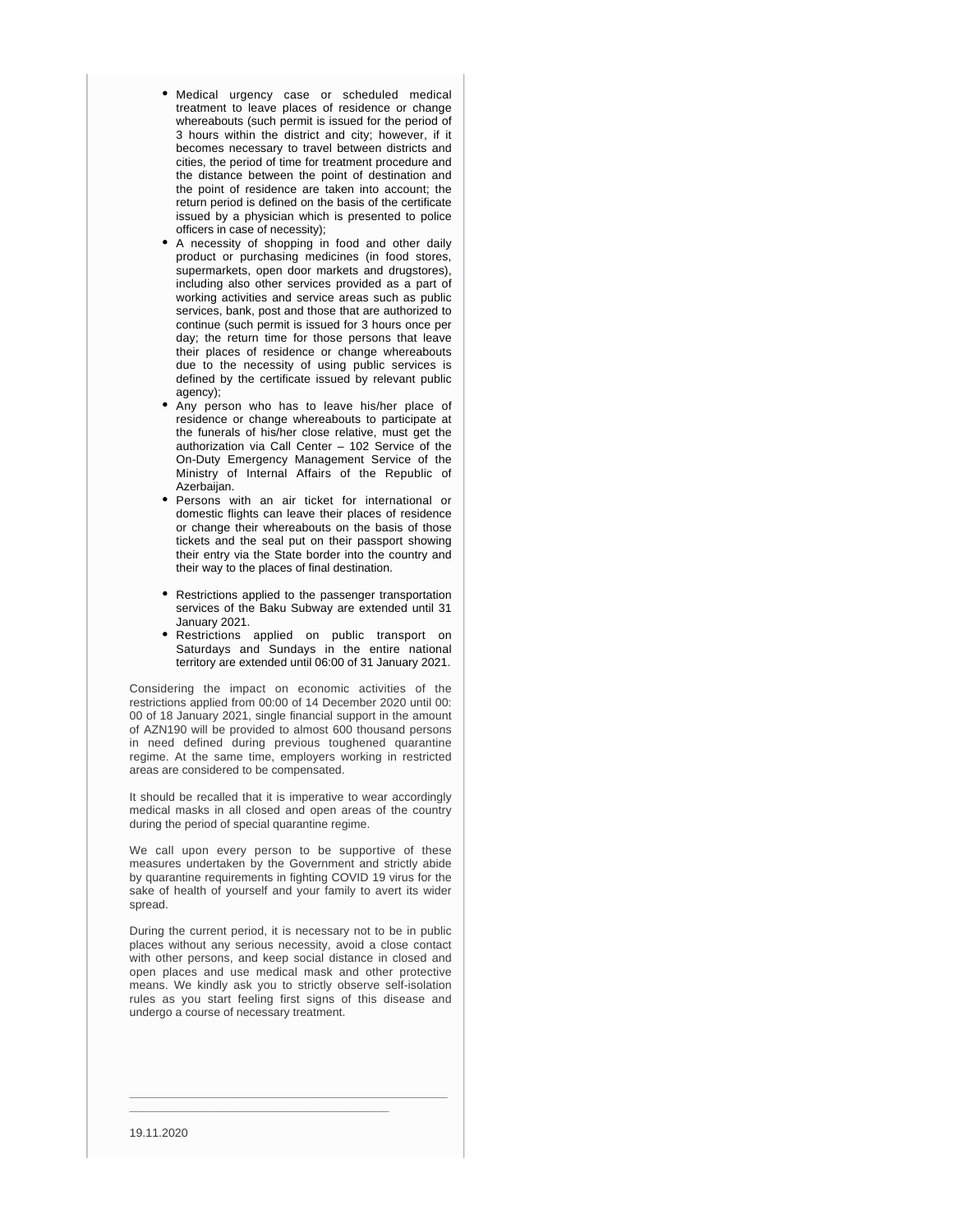- Medical urgency case or scheduled medical treatment to leave places of residence or change whereabouts (such permit is issued for the period of 3 hours within the district and city; however, if it becomes necessary to travel between districts and cities, the period of time for treatment procedure and the distance between the point of destination and the point of residence are taken into account; the return period is defined on the basis of the certificate issued by a physician which is presented to police officers in case of necessity);
- A necessity of shopping in food and other daily product or purchasing medicines (in food stores, supermarkets, open door markets and drugstores), including also other services provided as a part of working activities and service areas such as public services, bank, post and those that are authorized to continue (such permit is issued for 3 hours once per day; the return time for those persons that leave their places of residence or change whereabouts due to the necessity of using public services is defined by the certificate issued by relevant public agency);
- Any person who has to leave his/her place of residence or change whereabouts to participate at the funerals of his/her close relative, must get the authorization via Call Center – 102 Service of the On-Duty Emergency Management Service of the Ministry of Internal Affairs of the Republic of Azerbaijan.
- Persons with an air ticket for international or domestic flights can leave their places of residence or change their whereabouts on the basis of those tickets and the seal put on their passport showing their entry via the State border into the country and their way to the places of final destination.

- Restrictions applied to the passenger transportation services of the Baku Subway are extended until 31 January 2021.
- Restrictions applied on public transport on Saturdays and Sundays in the entire national territory are extended until 06:00 of 31 January 2021.

Considering the impact on economic activities of the restrictions applied from 00:00 of 14 December 2020 until 00:00 of 18 January 2021, single financial support in the amount of AZN190 will be provided to almost 600 thousand persons in need defined during previous toughened quarantine regime. At the same time, employers working in restricted areas are considered to be compensated.

It should be recalled that it is imperative to wear accordingly medical masks in all closed and open areas of the country during the period of special quarantine regime.

We call upon every person to be supportive of these measures undertaken by the Government and strictly abide by quarantine requirements in fighting COVID 19 virus for the sake of health of yourself and your family to avert its wider spread.

During the current period, it is necessary not to be in public places without any serious necessity, avoid a close contact with other persons, and keep social distance in closed and open places and use medical mask and other protective means. We kindly ask you to strictly observe self-isolation rules as you start feeling first signs of this disease and undergo a course of necessary treatment.

---

19.11.2020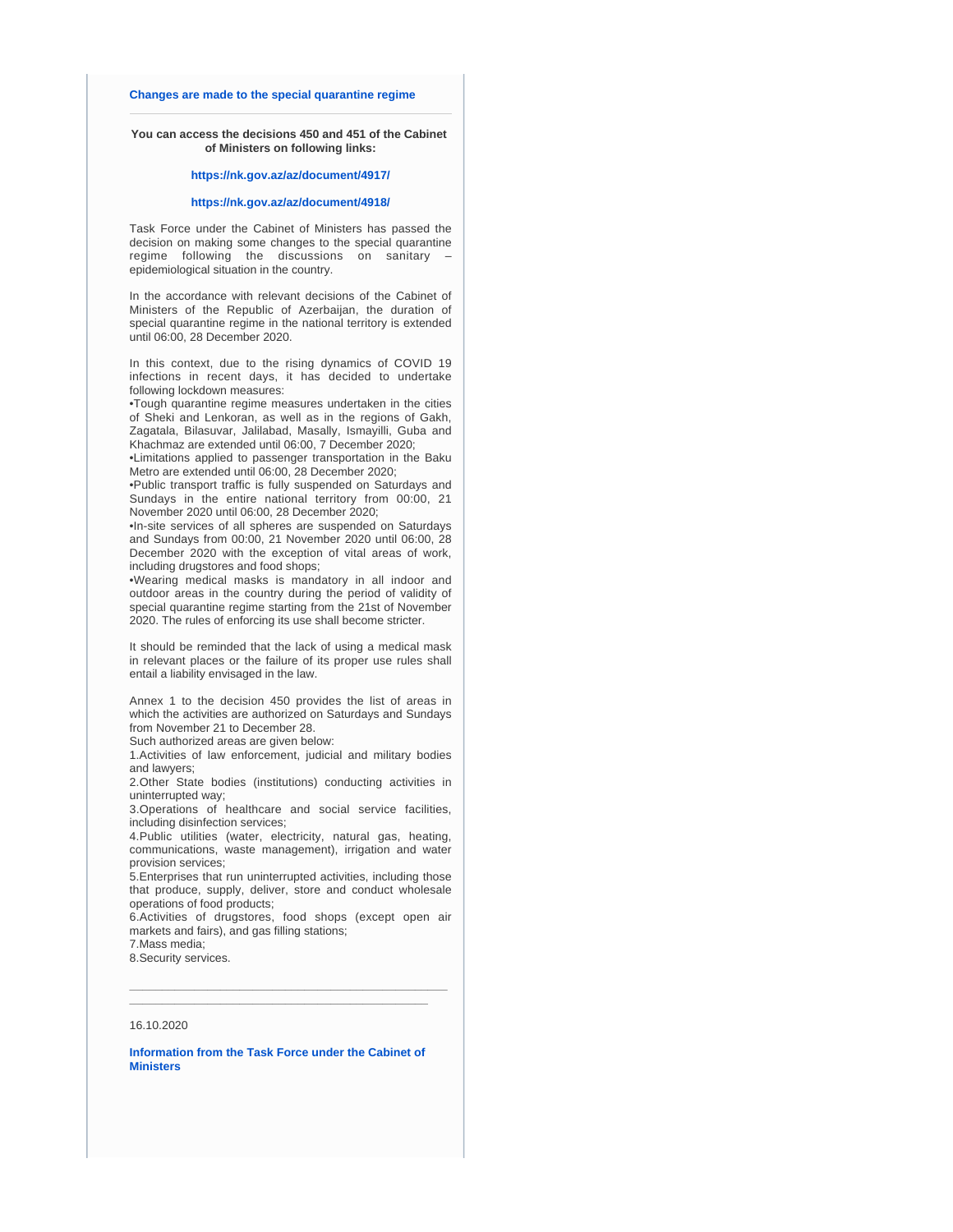**Changes are made to the special quarantine regime**

---

**You can access the decisions 450 and 451 of the Cabinet of Ministers on following links:**

**https://nk.gov.az/az/document/4917/**

**https://nk.gov.az/az/document/4918/**

Task Force under the Cabinet of Ministers has passed the decision on making some changes to the special quarantine regime following the discussions on sanitary – epidemiological situation in the country.

In the accordance with relevant decisions of the Cabinet of Ministers of the Republic of Azerbaijan, the duration of special quarantine regime in the national territory is extended until 06:00, 28 December 2020.

In this context, due to the rising dynamics of COVID 19 infections in recent days, it has decided to undertake following lockdown measures:

•Tough quarantine regime measures undertaken in the cities of Sheki and Lenkoran, as well as in the regions of Gakh, Zagatala, Bilasuvar, Jalilabad, Masally, Ismayilli, Guba and Khachmaz are extended until 06:00, 7 December 2020;

•Limitations applied to passenger transportation in the Baku Metro are extended until 06:00, 28 December 2020;

•Public transport traffic is fully suspended on Saturdays and Sundays in the entire national territory from 00:00, 21 November 2020 until 06:00, 28 December 2020;

•In-site services of all spheres are suspended on Saturdays and Sundays from 00:00, 21 November 2020 until 06:00, 28 December 2020 with the exception of vital areas of work, including drugstores and food shops;

•Wearing medical masks is mandatory in all indoor and outdoor areas in the country during the period of validity of special quarantine regime starting from the 21st of November 2020. The rules of enforcing its use shall become stricter.

It should be reminded that the lack of using a medical mask in relevant places or the failure of its proper use rules shall entail a liability envisaged in the law.

Annex 1 to the decision 450 provides the list of areas in which the activities are authorized on Saturdays and Sundays from November 21 to December 28.

Such authorized areas are given below:

1.Activities of law enforcement, judicial and military bodies and lawyers;

2.Other State bodies (institutions) conducting activities in uninterrupted way;

3.Operations of healthcare and social service facilities, including disinfection services;

4.Public utilities (water, electricity, natural gas, heating, communications, waste management), irrigation and water provision services;

5.Enterprises that run uninterrupted activities, including those that produce, supply, deliver, store and conduct wholesale operations of food products;

6.Activities of drugstores, food shops (except open air markets and fairs), and gas filling stations;

7.Mass media;

8.Security services.

---

16.10.2020

**Information from the Task Force under the Cabinet of Ministers**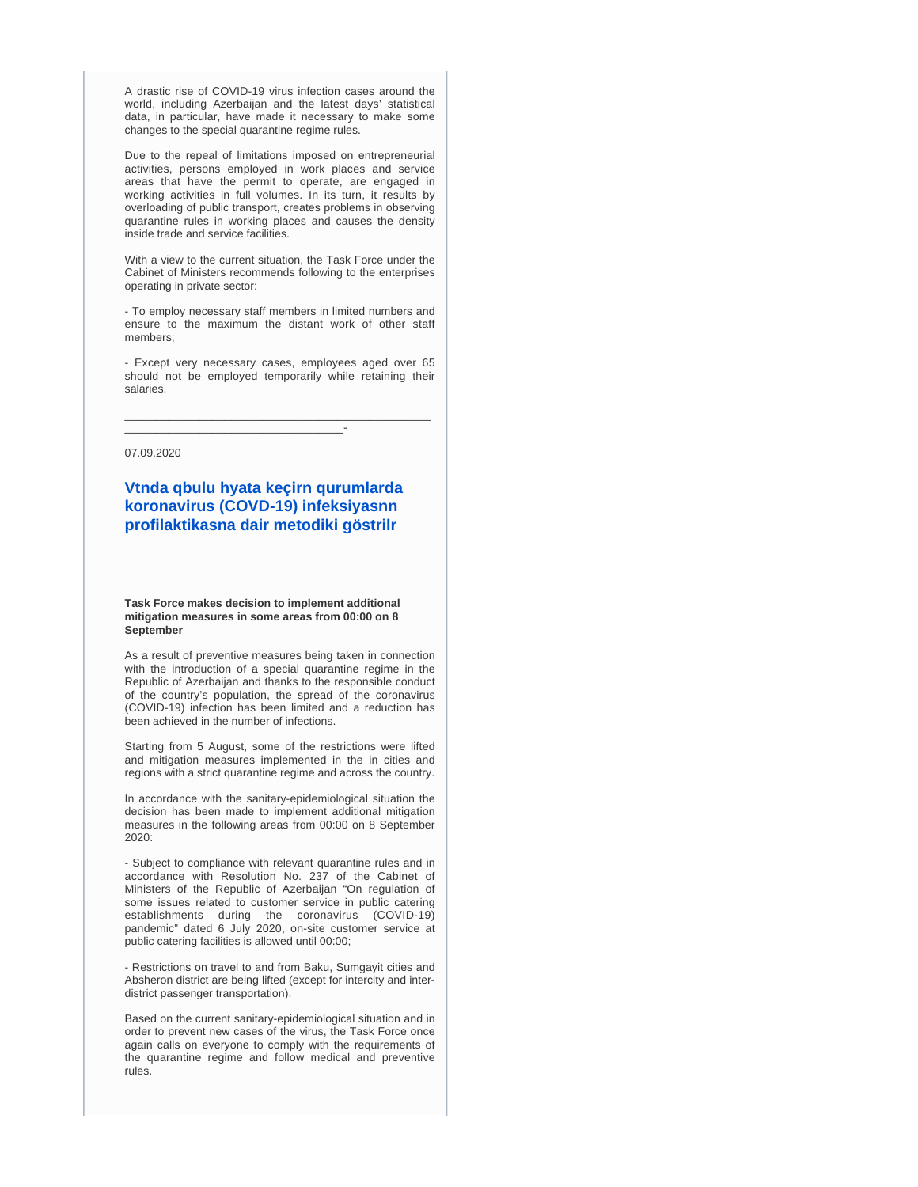A drastic rise of COVID-19 virus infection cases around the world, including Azerbaijan and the latest days' statistical data, in particular, have made it necessary to make some changes to the special quarantine regime rules.

Due to the repeal of limitations imposed on entrepreneurial activities, persons employed in work places and service areas that have the permit to operate, are engaged in working activities in full volumes. In its turn, it results by overloading of public transport, creates problems in observing quarantine rules in working places and causes the density inside trade and service facilities.

With a view to the current situation, the Task Force under the Cabinet of Ministers recommends following to the enterprises operating in private sector:

- To employ necessary staff members in limited numbers and ensure to the maximum the distant work of other staff members;

- Except very necessary cases, employees aged over 65 should not be employed temporarily while retaining their salaries.

---

07.09.2020

## Vtnda qbulu hyata keçirn qurumlarda koronavirus (COVD-19) infeksiyasnn profilaktikasna dair metodiki göstrilr

**Task Force makes decision to implement additional mitigation measures in some areas from 00:00 on 8 September**

As a result of preventive measures being taken in connection with the introduction of a special quarantine regime in the Republic of Azerbaijan and thanks to the responsible conduct of the country's population, the spread of the coronavirus (COVID-19) infection has been limited and a reduction has been achieved in the number of infections.

Starting from 5 August, some of the restrictions were lifted and mitigation measures implemented in the in cities and regions with a strict quarantine regime and across the country.

In accordance with the sanitary-epidemiological situation the decision has been made to implement additional mitigation measures in the following areas from 00:00 on 8 September 2020:

- Subject to compliance with relevant quarantine rules and in accordance with Resolution No. 237 of the Cabinet of Ministers of the Republic of Azerbaijan "On regulation of some issues related to customer service in public catering establishments during the coronavirus (COVID-19) pandemic" dated 6 July 2020, on-site customer service at public catering facilities is allowed until 00:00;

- Restrictions on travel to and from Baku, Sumgayit cities and Absheron district are being lifted (except for intercity and inter-district passenger transportation).

Based on the current sanitary-epidemiological situation and in order to prevent new cases of the virus, the Task Force once again calls on everyone to comply with the requirements of the quarantine regime and follow medical and preventive rules.

---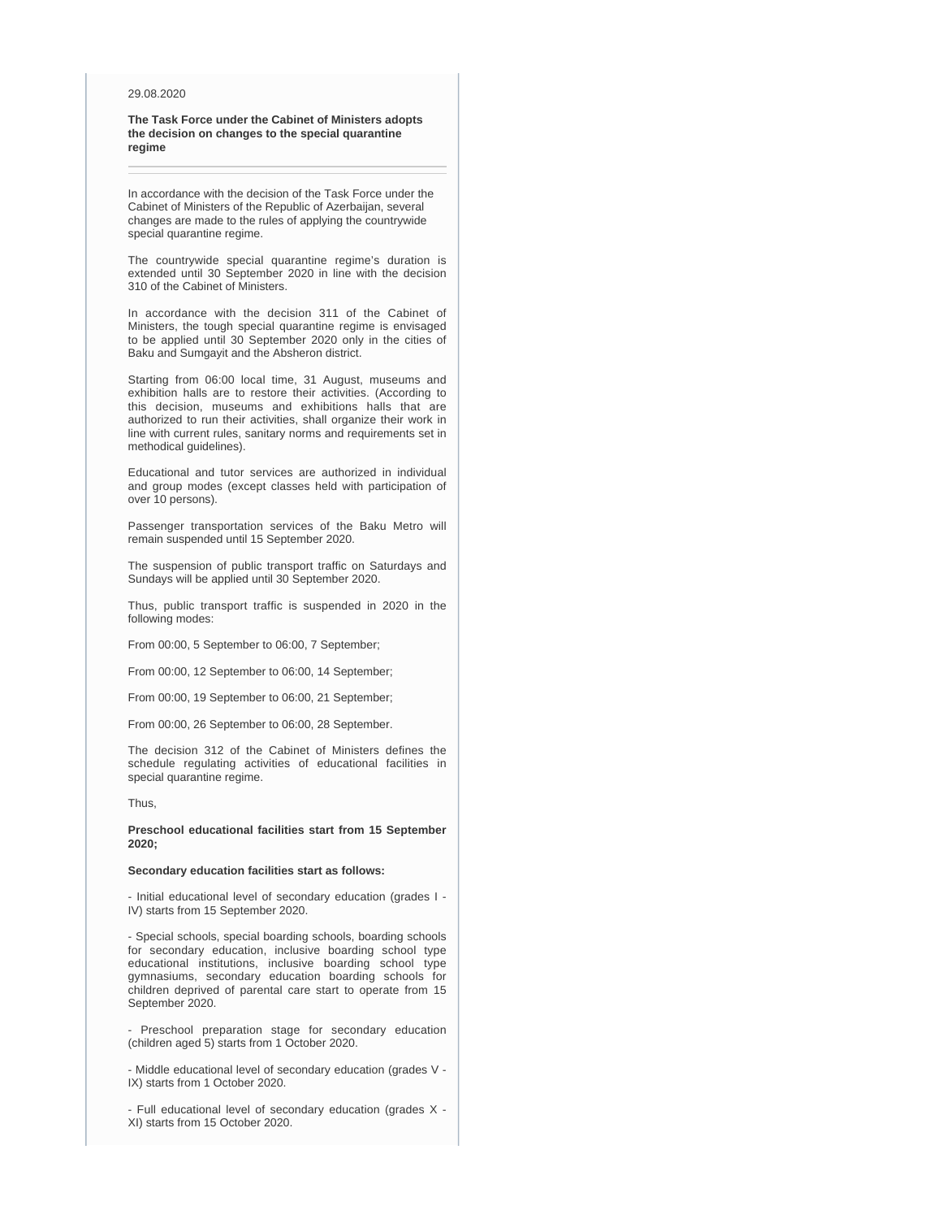29.08.2020

**The Task Force under the Cabinet of Ministers adopts the decision on changes to the special quarantine regime**

In accordance with the decision of the Task Force under the Cabinet of Ministers of the Republic of Azerbaijan, several changes are made to the rules of applying the countrywide special quarantine regime.

The countrywide special quarantine regime's duration is extended until 30 September 2020 in line with the decision 310 of the Cabinet of Ministers.

In accordance with the decision 311 of the Cabinet of Ministers, the tough special quarantine regime is envisaged to be applied until 30 September 2020 only in the cities of Baku and Sumgayit and the Absheron district.

Starting from 06:00 local time, 31 August, museums and exhibition halls are to restore their activities. (According to this decision, museums and exhibitions halls that are authorized to run their activities, shall organize their work in line with current rules, sanitary norms and requirements set in methodical guidelines).

Educational and tutor services are authorized in individual and group modes (except classes held with participation of over 10 persons).

Passenger transportation services of the Baku Metro will remain suspended until 15 September 2020.

The suspension of public transport traffic on Saturdays and Sundays will be applied until 30 September 2020.

Thus, public transport traffic is suspended in 2020 in the following modes:

From 00:00, 5 September to 06:00, 7 September;

From 00:00, 12 September to 06:00, 14 September;

From 00:00, 19 September to 06:00, 21 September;

From 00:00, 26 September to 06:00, 28 September.

The decision 312 of the Cabinet of Ministers defines the schedule regulating activities of educational facilities in special quarantine regime.

Thus,

**Preschool educational facilities start from 15 September 2020;**

**Secondary education facilities start as follows:**

- Initial educational level of secondary education (grades I - IV) starts from 15 September 2020.

- Special schools, special boarding schools, boarding schools for secondary education, inclusive boarding school type educational institutions, inclusive boarding school type gymnasiums, secondary education boarding schools for children deprived of parental care start to operate from 15 September 2020.

- Preschool preparation stage for secondary education (children aged 5) starts from 1 October 2020.

- Middle educational level of secondary education (grades V - IX) starts from 1 October 2020.

- Full educational level of secondary education (grades X - XI) starts from 15 October 2020.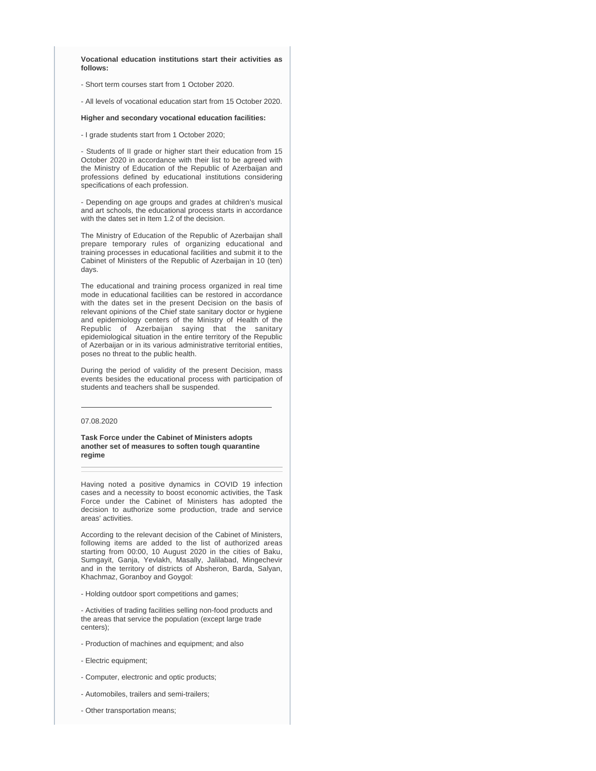**Vocational education institutions start their activities as follows:**

- Short term courses start from 1 October 2020.

- All levels of vocational education start from 15 October 2020.

**Higher and secondary vocational education facilities:**

- I grade students start from 1 October 2020;

- Students of II grade or higher start their education from 15 October 2020 in accordance with their list to be agreed with the Ministry of Education of the Republic of Azerbaijan and professions defined by educational institutions considering specifications of each profession.

- Depending on age groups and grades at children's musical and art schools, the educational process starts in accordance with the dates set in Item 1.2 of the decision.

The Ministry of Education of the Republic of Azerbaijan shall prepare temporary rules of organizing educational and training processes in educational facilities and submit it to the Cabinet of Ministers of the Republic of Azerbaijan in 10 (ten) days.

The educational and training process organized in real time mode in educational facilities can be restored in accordance with the dates set in the present Decision on the basis of relevant opinions of the Chief state sanitary doctor or hygiene and epidemiology centers of the Ministry of Health of the Republic of Azerbaijan saying that the sanitary epidemiological situation in the entire territory of the Republic of Azerbaijan or in its various administrative territorial entities, poses no threat to the public health.

During the period of validity of the present Decision, mass events besides the educational process with participation of students and teachers shall be suspended.

---

07.08.2020

**Task Force under the Cabinet of Ministers adopts another set of measures to soften tough quarantine regime**

---

Having noted a positive dynamics in COVID 19 infection cases and a necessity to boost economic activities, the Task Force under the Cabinet of Ministers has adopted the decision to authorize some production, trade and service areas' activities.

According to the relevant decision of the Cabinet of Ministers, following items are added to the list of authorized areas starting from 00:00, 10 August 2020 in the cities of Baku, Sumgayit, Ganja, Yevlakh, Masally, Jalilabad, Mingechevir and in the territory of districts of Absheron, Barda, Salyan, Khachmaz, Goranboy and Goygol:

- Holding outdoor sport competitions and games;

- Activities of trading facilities selling non-food products and the areas that service the population (except large trade centers);

- Production of machines and equipment; and also

- Electric equipment;

- Computer, electronic and optic products;

- Automobiles, trailers and semi-trailers;

- Other transportation means;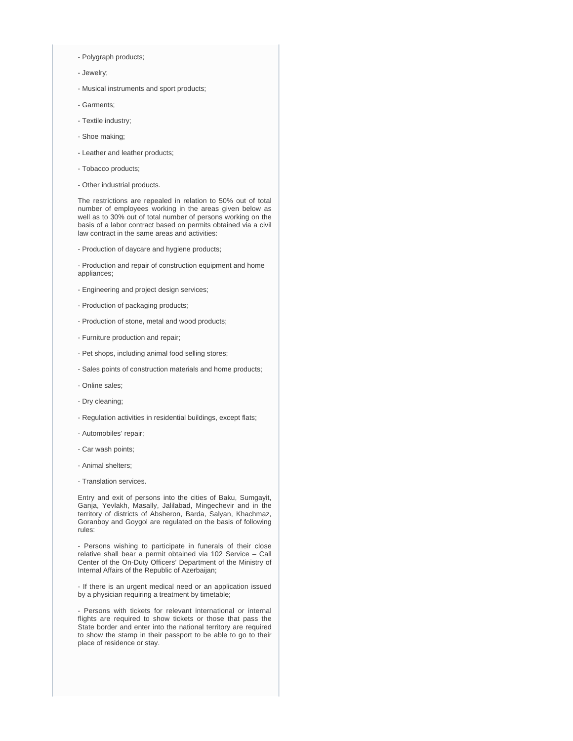- Polygraph products;

- Jewelry;

- Musical instruments and sport products;

- Garments;

- Textile industry;

- Shoe making;

- Leather and leather products;

- Tobacco products;

- Other industrial products.

The restrictions are repealed in relation to 50% out of total number of employees working in the areas given below as well as to 30% out of total number of persons working on the basis of a labor contract based on permits obtained via a civil law contract in the same areas and activities:

- Production of daycare and hygiene products;

- Production and repair of construction equipment and home appliances;

- Engineering and project design services;

- Production of packaging products;

- Production of stone, metal and wood products;

- Furniture production and repair;

- Pet shops, including animal food selling stores;

- Sales points of construction materials and home products;

- Online sales;

- Dry cleaning;

- Regulation activities in residential buildings, except flats;

- Automobiles' repair;

- Car wash points;

- Animal shelters;

- Translation services.

Entry and exit of persons into the cities of Baku, Sumgayit, Ganja, Yevlakh, Masally, Jalilabad, Mingechevir and in the territory of districts of Absheron, Barda, Salyan, Khachmaz, Goranboy and Goygol are regulated on the basis of following rules:

- Persons wishing to participate in funerals of their close relative shall bear a permit obtained via 102 Service – Call Center of the On-Duty Officers' Department of the Ministry of Internal Affairs of the Republic of Azerbaijan;

- If there is an urgent medical need or an application issued by a physician requiring a treatment by timetable;

- Persons with tickets for relevant international or internal flights are required to show tickets or those that pass the State border and enter into the national territory are required to show the stamp in their passport to be able to go to their place of residence or stay.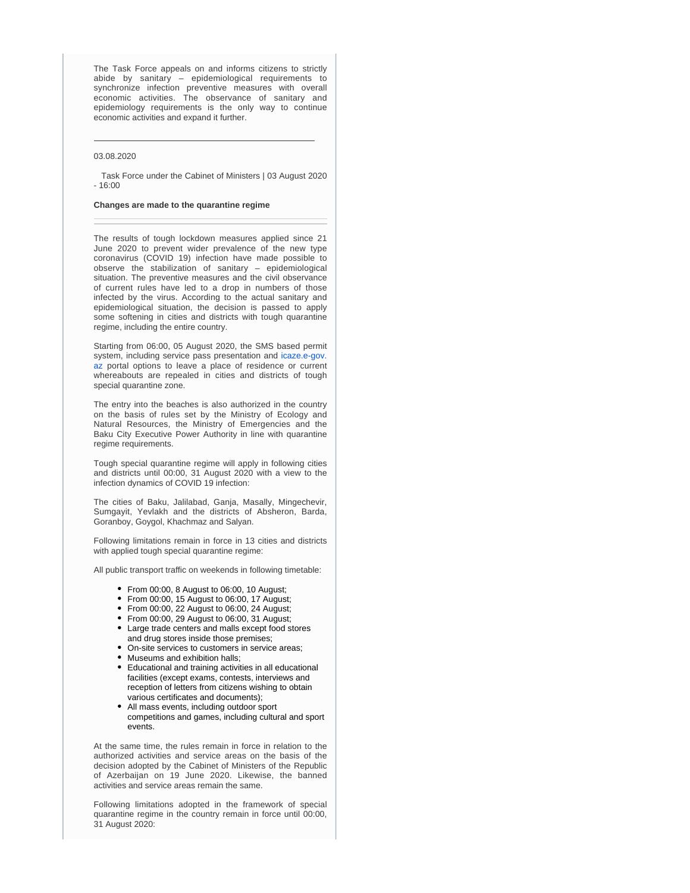The Task Force appeals on and informs citizens to strictly abide by sanitary – epidemiological requirements to synchronize infection preventive measures with overall economic activities. The observance of sanitary and epidemiology requirements is the only way to continue economic activities and expand it further.

---

03.08.2020

Task Force under the Cabinet of Ministers | 03 August 2020 - 16:00

**Changes are made to the quarantine regime**

---

The results of tough lockdown measures applied since 21 June 2020 to prevent wider prevalence of the new type coronavirus (COVID 19) infection have made possible to observe the stabilization of sanitary – epidemiological situation. The preventive measures and the civil observance of current rules have led to a drop in numbers of those infected by the virus. According to the actual sanitary and epidemiological situation, the decision is passed to apply some softening in cities and districts with tough quarantine regime, including the entire country.

Starting from 06:00, 05 August 2020, the SMS based permit system, including service pass presentation and icaze.e-gov.az portal options to leave a place of residence or current whereabouts are repealed in cities and districts of tough special quarantine zone.

The entry into the beaches is also authorized in the country on the basis of rules set by the Ministry of Ecology and Natural Resources, the Ministry of Emergencies and the Baku City Executive Power Authority in line with quarantine regime requirements.

Tough special quarantine regime will apply in following cities and districts until 00:00, 31 August 2020 with a view to the infection dynamics of COVID 19 infection:

The cities of Baku, Jalilabad, Ganja, Masally, Mingechevir, Sumgayit, Yevlakh and the districts of Absheron, Barda, Goranboy, Goygol, Khachmaz and Salyan.

Following limitations remain in force in 13 cities and districts with applied tough special quarantine regime:

All public transport traffic on weekends in following timetable:

- From 00:00, 8 August to 06:00, 10 August;
- From 00:00, 15 August to 06:00, 17 August;
- From 00:00, 22 August to 06:00, 24 August;
- From 00:00, 29 August to 06:00, 31 August;
- Large trade centers and malls except food stores and drug stores inside those premises;
- On-site services to customers in service areas;
- Museums and exhibition halls;
- Educational and training activities in all educational facilities (except exams, contests, interviews and reception of letters from citizens wishing to obtain various certificates and documents);
- All mass events, including outdoor sport competitions and games, including cultural and sport events.

At the same time, the rules remain in force in relation to the authorized activities and service areas on the basis of the decision adopted by the Cabinet of Ministers of the Republic of Azerbaijan on 19 June 2020. Likewise, the banned activities and service areas remain the same.

Following limitations adopted in the framework of special quarantine regime in the country remain in force until 00:00, 31 August 2020: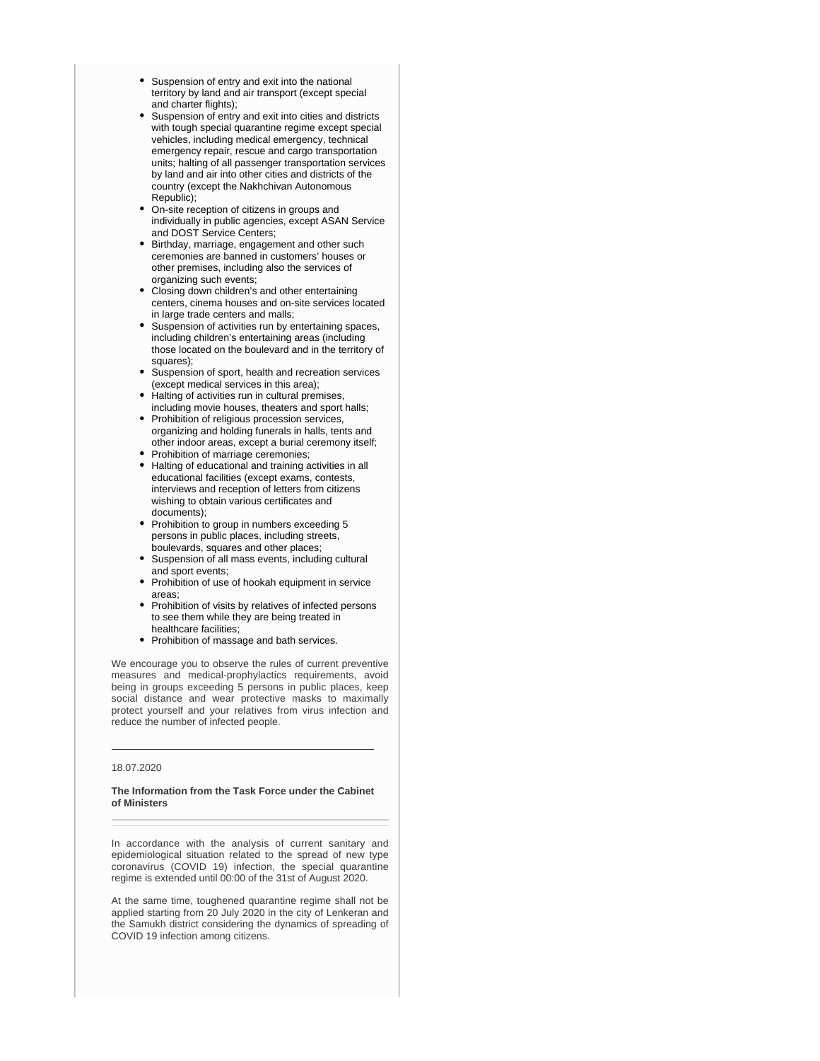- Suspension of entry and exit into the national territory by land and air transport (except special and charter flights);
- Suspension of entry and exit into cities and districts with tough special quarantine regime except special vehicles, including medical emergency, technical emergency repair, rescue and cargo transportation units; halting of all passenger transportation services by land and air into other cities and districts of the country (except the Nakhchivan Autonomous Republic);
- On-site reception of citizens in groups and individually in public agencies, except ASAN Service and DOST Service Centers;
- Birthday, marriage, engagement and other such ceremonies are banned in customers' houses or other premises, including also the services of organizing such events;
- Closing down children's and other entertaining centers, cinema houses and on-site services located in large trade centers and malls;
- Suspension of activities run by entertaining spaces, including children's entertaining areas (including those located on the boulevard and in the territory of squares);
- Suspension of sport, health and recreation services (except medical services in this area);
- Halting of activities run in cultural premises, including movie houses, theaters and sport halls;
- Prohibition of religious procession services, organizing and holding funerals in halls, tents and other indoor areas, except a burial ceremony itself;
- Prohibition of marriage ceremonies;
- Halting of educational and training activities in all educational facilities (except exams, contests, interviews and reception of letters from citizens wishing to obtain various certificates and documents);
- Prohibition to group in numbers exceeding 5 persons in public places, including streets, boulevards, squares and other places;
- Suspension of all mass events, including cultural and sport events;
- Prohibition of use of hookah equipment in service areas;
- Prohibition of visits by relatives of infected persons to see them while they are being treated in healthcare facilities;
- Prohibition of massage and bath services.

We encourage you to observe the rules of current preventive measures and medical-prophylactics requirements, avoid being in groups exceeding 5 persons in public places, keep social distance and wear protective masks to maximally protect yourself and your relatives from virus infection and reduce the number of infected people.

---

18.07.2020

**The Information from the Task Force under the Cabinet of Ministers**

In accordance with the analysis of current sanitary and epidemiological situation related to the spread of new type coronavirus (COVID 19) infection, the special quarantine regime is extended until 00:00 of the 31st of August 2020.

At the same time, toughened quarantine regime shall not be applied starting from 20 July 2020 in the city of Lenkeran and the Samukh district considering the dynamics of spreading of COVID 19 infection among citizens.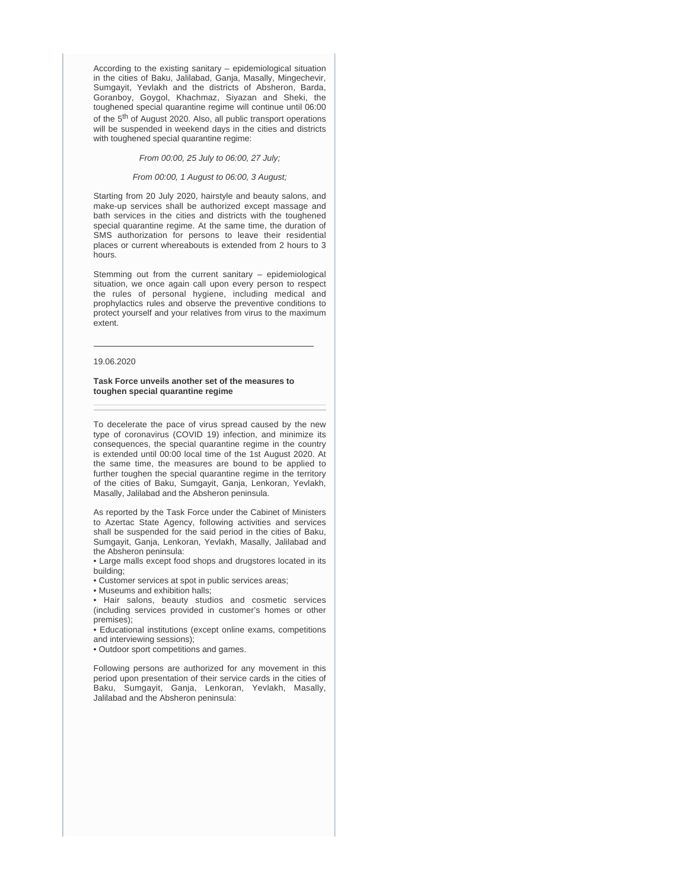According to the existing sanitary – epidemiological situation in the cities of Baku, Jalilabad, Ganja, Masally, Mingechevir, Sumgayit, Yevlakh and the districts of Absheron, Barda, Goranboy, Goygol, Khachmaz, Siyazan and Sheki, the toughened special quarantine regime will continue until 06:00 of the 5th of August 2020. Also, all public transport operations will be suspended in weekend days in the cities and districts with toughened special quarantine regime:

*From 00:00, 25 July to 06:00, 27 July;*

*From 00:00, 1 August to 06:00, 3 August;*

Starting from 20 July 2020, hairstyle and beauty salons, and make-up services shall be authorized except massage and bath services in the cities and districts with the toughened special quarantine regime. At the same time, the duration of SMS authorization for persons to leave their residential places or current whereabouts is extended from 2 hours to 3 hours.

Stemming out from the current sanitary – epidemiological situation, we once again call upon every person to respect the rules of personal hygiene, including medical and prophylactics rules and observe the preventive conditions to protect yourself and your relatives from virus to the maximum extent.

---

19.06.2020

**Task Force unveils another set of the measures to toughen special quarantine regime**

---

To decelerate the pace of virus spread caused by the new type of coronavirus (COVID 19) infection, and minimize its consequences, the special quarantine regime in the country is extended until 00:00 local time of the 1st August 2020. At the same time, the measures are bound to be applied to further toughen the special quarantine regime in the territory of the cities of Baku, Sumgayit, Ganja, Lenkoran, Yevlakh, Masally, Jalilabad and the Absheron peninsula.

As reported by the Task Force under the Cabinet of Ministers to Azertac State Agency, following activities and services shall be suspended for the said period in the cities of Baku, Sumgayit, Ganja, Lenkoran, Yevlakh, Masally, Jalilabad and the Absheron peninsula:

- Large malls except food shops and drugstores located in its building;
- Customer services at spot in public services areas;
- Museums and exhibition halls;
- Hair salons, beauty studios and cosmetic services (including services provided in customer's homes or other premises);
- Educational institutions (except online exams, competitions and interviewing sessions);
- Outdoor sport competitions and games.

Following persons are authorized for any movement in this period upon presentation of their service cards in the cities of Baku, Sumgayit, Ganja, Lenkoran, Yevlakh, Masally, Jalilabad and the Absheron peninsula: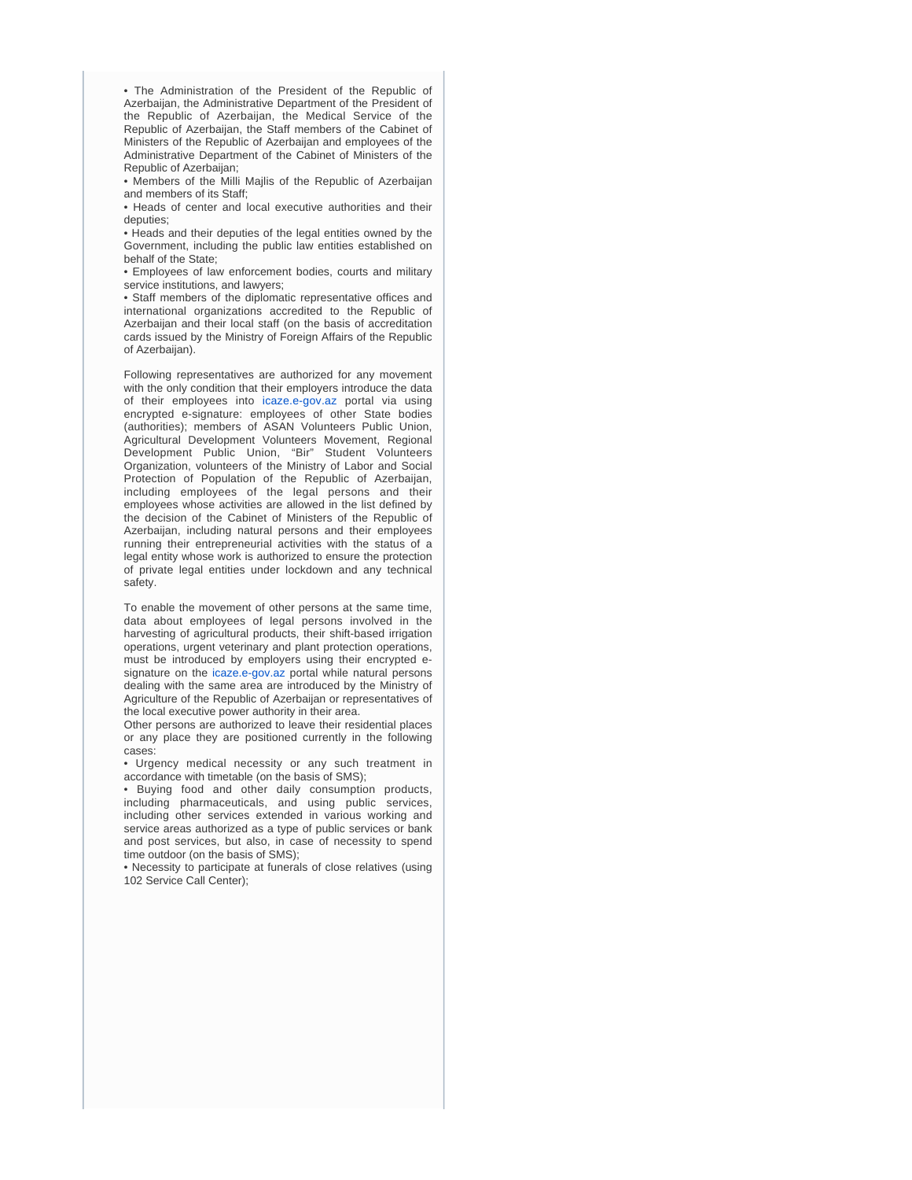- The Administration of the President of the Republic of Azerbaijan, the Administrative Department of the President of the Republic of Azerbaijan, the Medical Service of the Republic of Azerbaijan, the Staff members of the Cabinet of Ministers of the Republic of Azerbaijan and employees of the Administrative Department of the Cabinet of Ministers of the Republic of Azerbaijan;
- Members of the Milli Majlis of the Republic of Azerbaijan and members of its Staff;
- Heads of center and local executive authorities and their deputies;
- Heads and their deputies of the legal entities owned by the Government, including the public law entities established on behalf of the State;
- Employees of law enforcement bodies, courts and military service institutions, and lawyers;
- Staff members of the diplomatic representative offices and international organizations accredited to the Republic of Azerbaijan and their local staff (on the basis of accreditation cards issued by the Ministry of Foreign Affairs of the Republic of Azerbaijan).

Following representatives are authorized for any movement with the only condition that their employers introduce the data of their employees into icaze.e-gov.az portal via using encrypted e-signature: employees of other State bodies (authorities); members of ASAN Volunteers Public Union, Agricultural Development Volunteers Movement, Regional Development Public Union, "Bir" Student Volunteers Organization, volunteers of the Ministry of Labor and Social Protection of Population of the Republic of Azerbaijan, including employees of the legal persons and their employees whose activities are allowed in the list defined by the decision of the Cabinet of Ministers of the Republic of Azerbaijan, including natural persons and their employees running their entrepreneurial activities with the status of a legal entity whose work is authorized to ensure the protection of private legal entities under lockdown and any technical safety.

To enable the movement of other persons at the same time, data about employees of legal persons involved in the harvesting of agricultural products, their shift-based irrigation operations, urgent veterinary and plant protection operations, must be introduced by employers using their encrypted e-signature on the icaze.e-gov.az portal while natural persons dealing with the same area are introduced by the Ministry of Agriculture of the Republic of Azerbaijan or representatives of the local executive power authority in their area.

Other persons are authorized to leave their residential places or any place they are positioned currently in the following cases:

- Urgency medical necessity or any such treatment in accordance with timetable (on the basis of SMS);
- Buying food and other daily consumption products, including pharmaceuticals, and using public services, including other services extended in various working and service areas authorized as a type of public services or bank and post services, but also, in case of necessity to spend time outdoor (on the basis of SMS);
- Necessity to participate at funerals of close relatives (using 102 Service Call Center);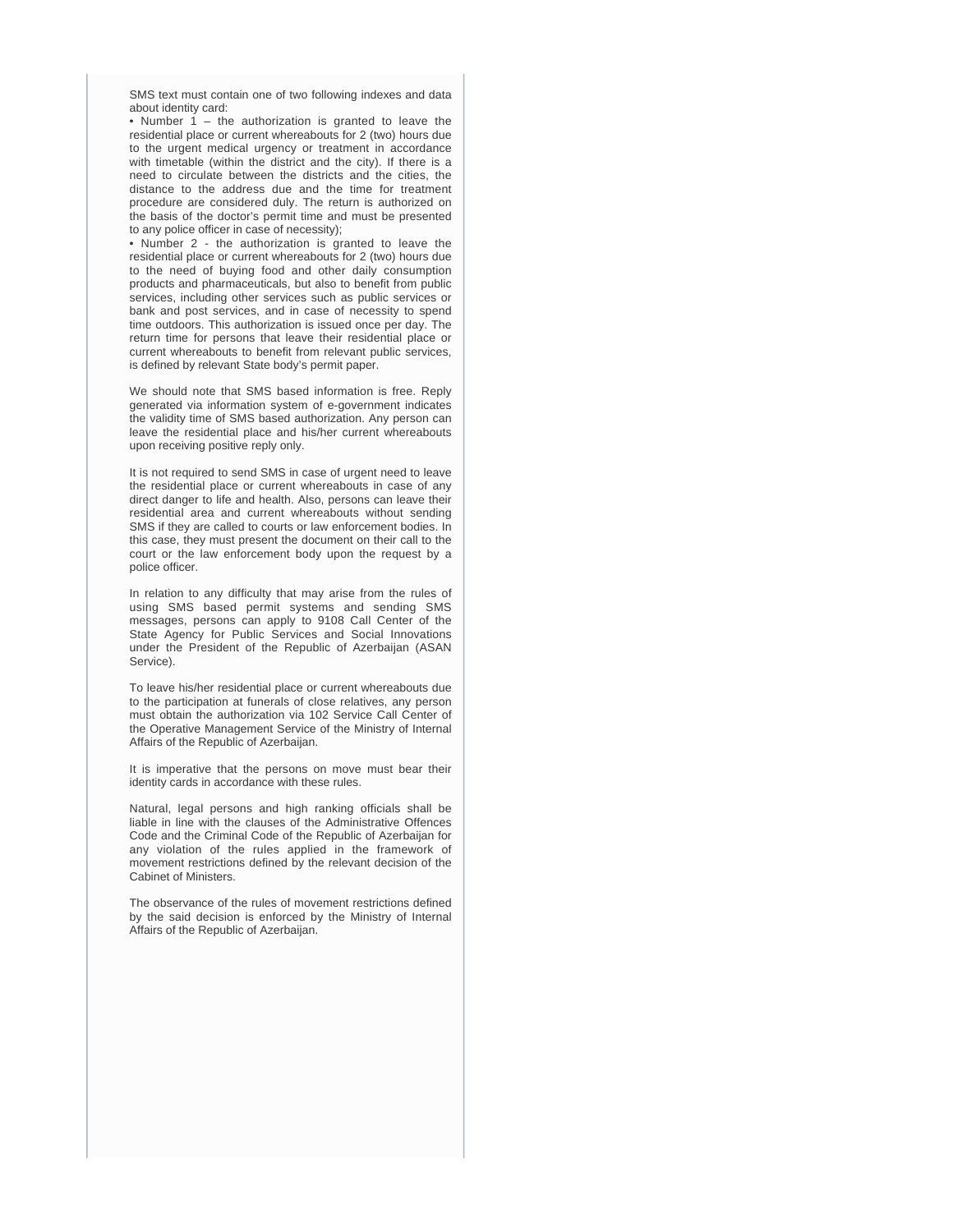SMS text must contain one of two following indexes and data about identity card:

- Number 1 – the authorization is granted to leave the residential place or current whereabouts for 2 (two) hours due to the urgent medical urgency or treatment in accordance with timetable (within the district and the city). If there is a need to circulate between the districts and the cities, the distance to the address due and the time for treatment procedure are considered duly. The return is authorized on the basis of the doctor's permit time and must be presented to any police officer in case of necessity);
- Number 2 - the authorization is granted to leave the residential place or current whereabouts for 2 (two) hours due to the need of buying food and other daily consumption products and pharmaceuticals, but also to benefit from public services, including other services such as public services or bank and post services, and in case of necessity to spend time outdoors. This authorization is issued once per day. The return time for persons that leave their residential place or current whereabouts to benefit from relevant public services, is defined by relevant State body's permit paper.

We should note that SMS based information is free. Reply generated via information system of e-government indicates the validity time of SMS based authorization. Any person can leave the residential place and his/her current whereabouts upon receiving positive reply only.

It is not required to send SMS in case of urgent need to leave the residential place or current whereabouts in case of any direct danger to life and health. Also, persons can leave their residential area and current whereabouts without sending SMS if they are called to courts or law enforcement bodies. In this case, they must present the document on their call to the court or the law enforcement body upon the request by a police officer.

In relation to any difficulty that may arise from the rules of using SMS based permit systems and sending SMS messages, persons can apply to 9108 Call Center of the State Agency for Public Services and Social Innovations under the President of the Republic of Azerbaijan (ASAN Service).

To leave his/her residential place or current whereabouts due to the participation at funerals of close relatives, any person must obtain the authorization via 102 Service Call Center of the Operative Management Service of the Ministry of Internal Affairs of the Republic of Azerbaijan.

It is imperative that the persons on move must bear their identity cards in accordance with these rules.

Natural, legal persons and high ranking officials shall be liable in line with the clauses of the Administrative Offences Code and the Criminal Code of the Republic of Azerbaijan for any violation of the rules applied in the framework of movement restrictions defined by the relevant decision of the Cabinet of Ministers.

The observance of the rules of movement restrictions defined by the said decision is enforced by the Ministry of Internal Affairs of the Republic of Azerbaijan.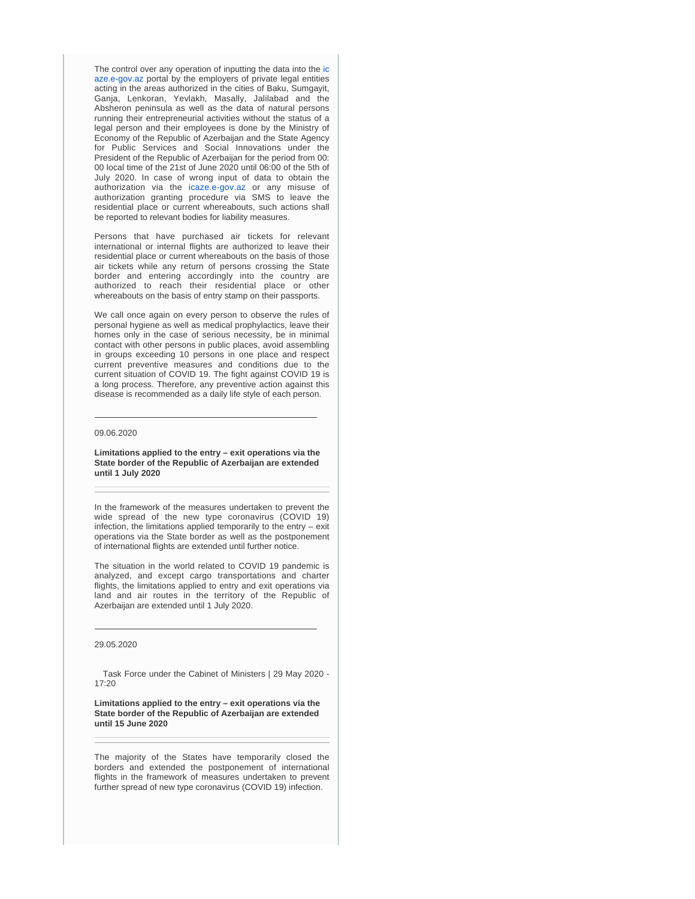The control over any operation of inputting the data into the icaze.e-gov.az portal by the employers of private legal entities acting in the areas authorized in the cities of Baku, Sumgayit, Ganja, Lenkoran, Yevlakh, Masally, Jalilabad and the Absheron peninsula as well as the data of natural persons running their entrepreneurial activities without the status of a legal person and their employees is done by the Ministry of Economy of the Republic of Azerbaijan and the State Agency for Public Services and Social Innovations under the President of the Republic of Azerbaijan for the period from 00:00 local time of the 21st of June 2020 until 06:00 of the 5th of July 2020. In case of wrong input of data to obtain the authorization via the icaze.e-gov.az or any misuse of authorization granting procedure via SMS to leave the residential place or current whereabouts, such actions shall be reported to relevant bodies for liability measures.

Persons that have purchased air tickets for relevant international or internal flights are authorized to leave their residential place or current whereabouts on the basis of those air tickets while any return of persons crossing the State border and entering accordingly into the country are authorized to reach their residential place or other whereabouts on the basis of entry stamp on their passports.

We call once again on every person to observe the rules of personal hygiene as well as medical prophylactics, leave their homes only in the case of serious necessity, be in minimal contact with other persons in public places, avoid assembling in groups exceeding 10 persons in one place and respect current preventive measures and conditions due to the current situation of COVID 19. The fight against COVID 19 is a long process. Therefore, any preventive action against this disease is recommended as a daily life style of each person.

---

09.06.2020

**Limitations applied to the entry – exit operations via the State border of the Republic of Azerbaijan are extended until 1 July 2020**

---

In the framework of the measures undertaken to prevent the wide spread of the new type coronavirus (COVID 19) infection, the limitations applied temporarily to the entry – exit operations via the State border as well as the postponement of international flights are extended until further notice.

The situation in the world related to COVID 19 pandemic is analyzed, and except cargo transportations and charter flights, the limitations applied to entry and exit operations via land and air routes in the territory of the Republic of Azerbaijan are extended until 1 July 2020.

---

29.05.2020

Task Force under the Cabinet of Ministers | 29 May 2020 - 17:20

**Limitations applied to the entry – exit operations via the State border of the Republic of Azerbaijan are extended until 15 June 2020**

---

The majority of the States have temporarily closed the borders and extended the postponement of international flights in the framework of measures undertaken to prevent further spread of new type coronavirus (COVID 19) infection.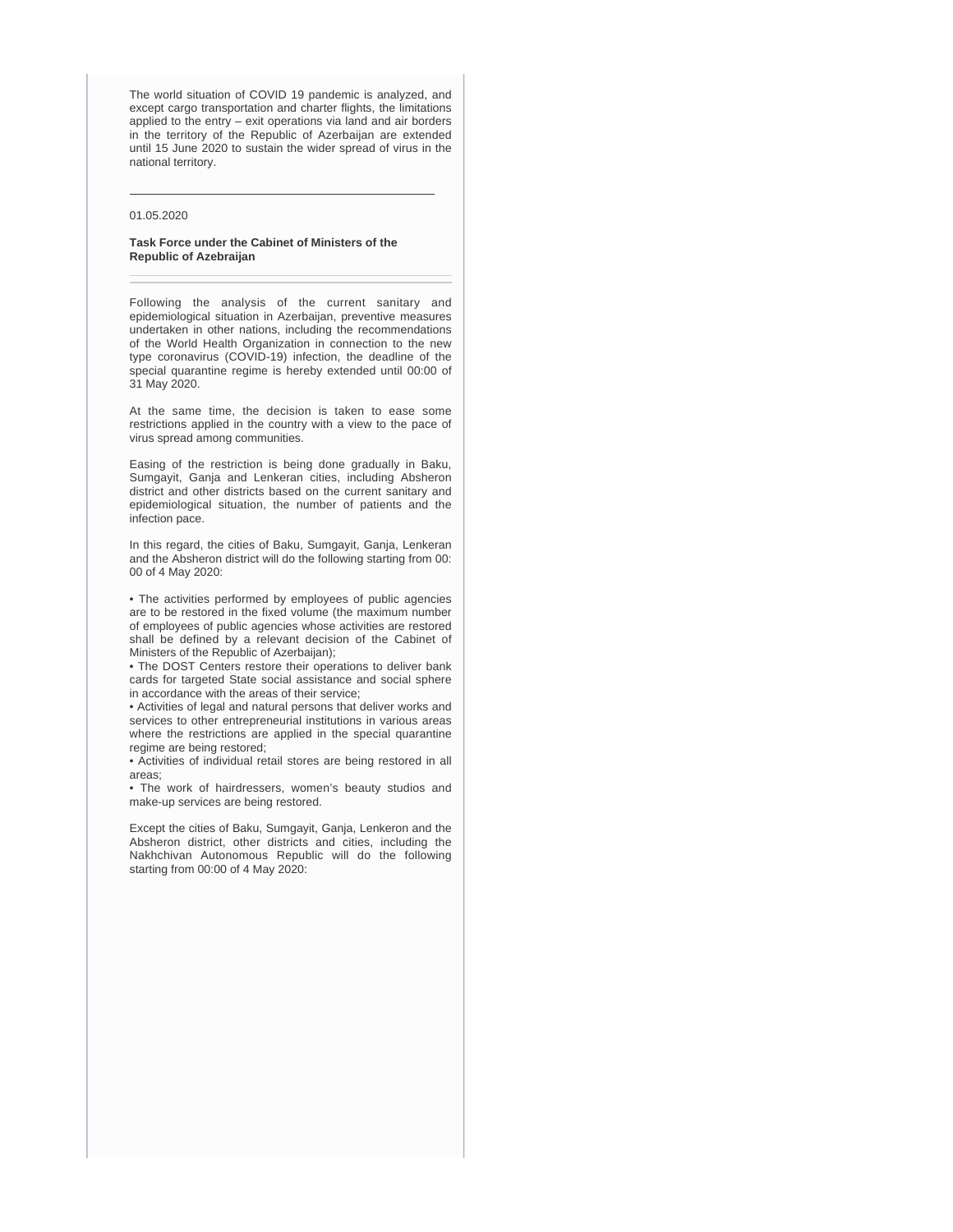The world situation of COVID 19 pandemic is analyzed, and except cargo transportation and charter flights, the limitations applied to the entry – exit operations via land and air borders in the territory of the Republic of Azerbaijan are extended until 15 June 2020 to sustain the wider spread of virus in the national territory.

---

01.05.2020

**Task Force under the Cabinet of Ministers of the Republic of Azebraijan**

---

Following the analysis of the current sanitary and epidemiological situation in Azerbaijan, preventive measures undertaken in other nations, including the recommendations of the World Health Organization in connection to the new type coronavirus (COVID-19) infection, the deadline of the special quarantine regime is hereby extended until 00:00 of 31 May 2020.

At the same time, the decision is taken to ease some restrictions applied in the country with a view to the pace of virus spread among communities.

Easing of the restriction is being done gradually in Baku, Sumgayit, Ganja and Lenkeran cities, including Absheron district and other districts based on the current sanitary and epidemiological situation, the number of patients and the infection pace.

In this regard, the cities of Baku, Sumgayit, Ganja, Lenkeran and the Absheron district will do the following starting from 00: 00 of 4 May 2020:

- The activities performed by employees of public agencies are to be restored in the fixed volume (the maximum number of employees of public agencies whose activities are restored shall be defined by a relevant decision of the Cabinet of Ministers of the Republic of Azerbaijan);
- The DOST Centers restore their operations to deliver bank cards for targeted State social assistance and social sphere in accordance with the areas of their service;
- Activities of legal and natural persons that deliver works and services to other entrepreneurial institutions in various areas where the restrictions are applied in the special quarantine regime are being restored;
- Activities of individual retail stores are being restored in all areas;
- The work of hairdressers, women's beauty studios and make-up services are being restored.

Except the cities of Baku, Sumgayit, Ganja, Lenkeron and the Absheron district, other districts and cities, including the Nakhchivan Autonomous Republic will do the following starting from 00:00 of 4 May 2020: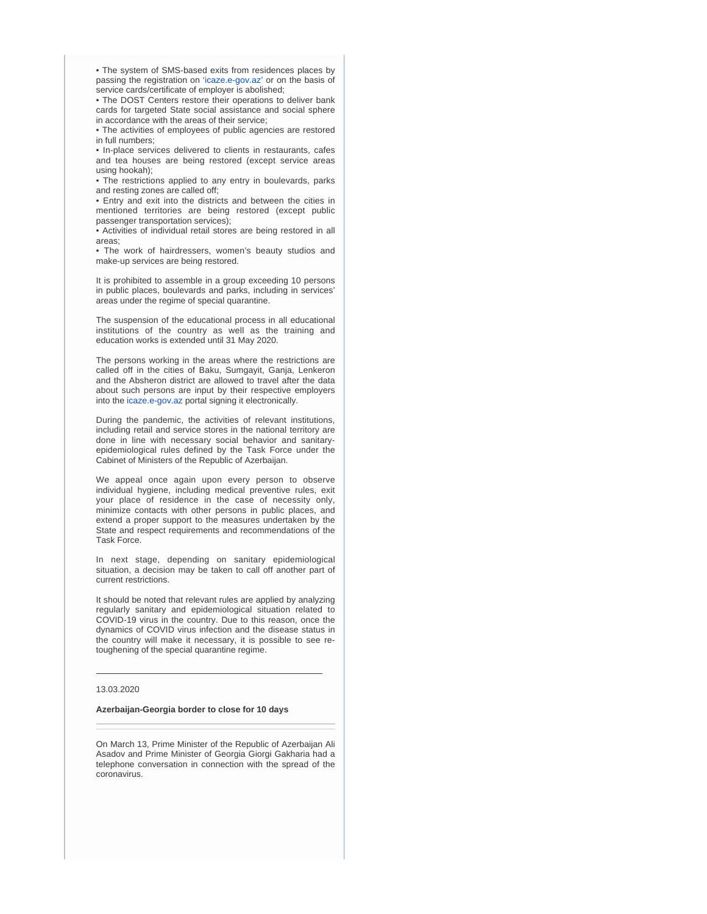• The system of SMS-based exits from residences places by passing the registration on 'icaze.e-gov.az' or on the basis of service cards/certificate of employer is abolished;
• The DOST Centers restore their operations to deliver bank cards for targeted State social assistance and social sphere in accordance with the areas of their service;
• The activities of employees of public agencies are restored in full numbers;
• In-place services delivered to clients in restaurants, cafes and tea houses are being restored (except service areas using hookah);
• The restrictions applied to any entry in boulevards, parks and resting zones are called off;
• Entry and exit into the districts and between the cities in mentioned territories are being restored (except public passenger transportation services);
• Activities of individual retail stores are being restored in all areas;
• The work of hairdressers, women's beauty studios and make-up services are being restored.

It is prohibited to assemble in a group exceeding 10 persons in public places, boulevards and parks, including in services' areas under the regime of special quarantine.

The suspension of the educational process in all educational institutions of the country as well as the training and education works is extended until 31 May 2020.

The persons working in the areas where the restrictions are called off in the cities of Baku, Sumgayit, Ganja, Lenkeron and the Absheron district are allowed to travel after the data about such persons are input by their respective employers into the icaze.e-gov.az portal signing it electronically.

During the pandemic, the activities of relevant institutions, including retail and service stores in the national territory are done in line with necessary social behavior and sanitary-epidemiological rules defined by the Task Force under the Cabinet of Ministers of the Republic of Azerbaijan.

We appeal once again upon every person to observe individual hygiene, including medical preventive rules, exit your place of residence in the case of necessity only, minimize contacts with other persons in public places, and extend a proper support to the measures undertaken by the State and respect requirements and recommendations of the Task Force.

In next stage, depending on sanitary epidemiological situation, a decision may be taken to call off another part of current restrictions.

It should be noted that relevant rules are applied by analyzing regularly sanitary and epidemiological situation related to COVID-19 virus in the country. Due to this reason, once the dynamics of COVID virus infection and the disease status in the country will make it necessary, it is possible to see re-toughening of the special quarantine regime.

---

13.03.2020

**Azerbaijan-Georgia border to close for 10 days**

On March 13, Prime Minister of the Republic of Azerbaijan Ali Asadov and Prime Minister of Georgia Giorgi Gakharia had a telephone conversation in connection with the spread of the coronavirus.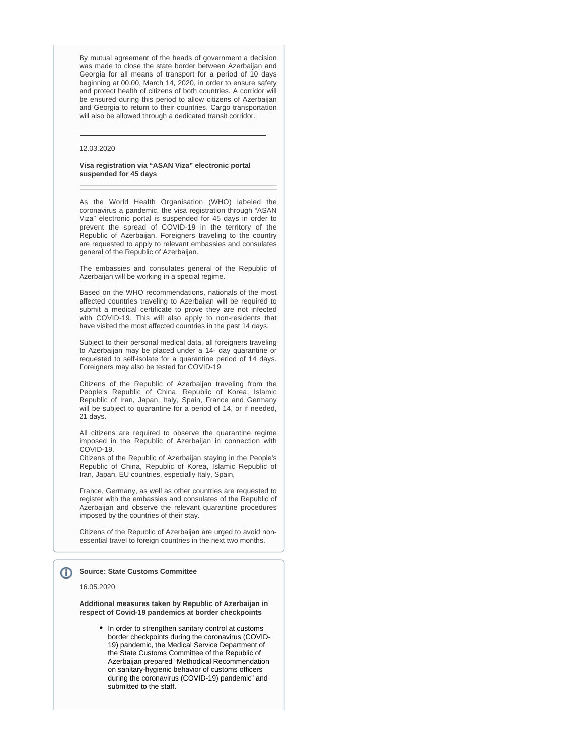By mutual agreement of the heads of government a decision was made to close the state border between Azerbaijan and Georgia for all means of transport for a period of 10 days beginning at 00.00, March 14, 2020, in order to ensure safety and protect health of citizens of both countries. A corridor will be ensured during this period to allow citizens of Azerbaijan and Georgia to return to their countries. Cargo transportation will also be allowed through a dedicated transit corridor.

---

12.03.2020

**Visa registration via "ASAN Viza" electronic portal suspended for 45 days**

---

As the World Health Organisation (WHO) labeled the coronavirus a pandemic, the visa registration through "ASAN Viza" electronic portal is suspended for 45 days in order to prevent the spread of COVID-19 in the territory of the Republic of Azerbaijan. Foreigners traveling to the country are requested to apply to relevant embassies and consulates general of the Republic of Azerbaijan.

The embassies and consulates general of the Republic of Azerbaijan will be working in a special regime.

Based on the WHO recommendations, nationals of the most affected countries traveling to Azerbaijan will be required to submit a medical certificate to prove they are not infected with COVID-19. This will also apply to non-residents that have visited the most affected countries in the past 14 days.

Subject to their personal medical data, all foreigners traveling to Azerbaijan may be placed under a 14- day quarantine or requested to self-isolate for a quarantine period of 14 days. Foreigners may also be tested for COVID-19.

Citizens of the Republic of Azerbaijan traveling from the People's Republic of China, Republic of Korea, Islamic Republic of Iran, Japan, Italy, Spain, France and Germany will be subject to quarantine for a period of 14, or if needed, 21 days.

All citizens are required to observe the quarantine regime imposed in the Republic of Azerbaijan in connection with COVID-19.
Citizens of the Republic of Azerbaijan staying in the People's Republic of China, Republic of Korea, Islamic Republic of Iran, Japan, EU countries, especially Italy, Spain,

France, Germany, as well as other countries are requested to register with the embassies and consulates of the Republic of Azerbaijan and observe the relevant quarantine procedures imposed by the countries of their stay.

Citizens of the Republic of Azerbaijan are urged to avoid non-essential travel to foreign countries in the next two months.

**Source: State Customs Committee**

16.05.2020

**Additional measures taken by Republic of Azerbaijan in respect of Covid-19 pandemics at border checkpoints**

- In order to strengthen sanitary control at customs border checkpoints during the coronavirus (COVID-19) pandemic, the Medical Service Department of the State Customs Committee of the Republic of Azerbaijan prepared "Methodical Recommendation on sanitary-hygienic behavior of customs officers during the coronavirus (COVID-19) pandemic" and submitted to the staff.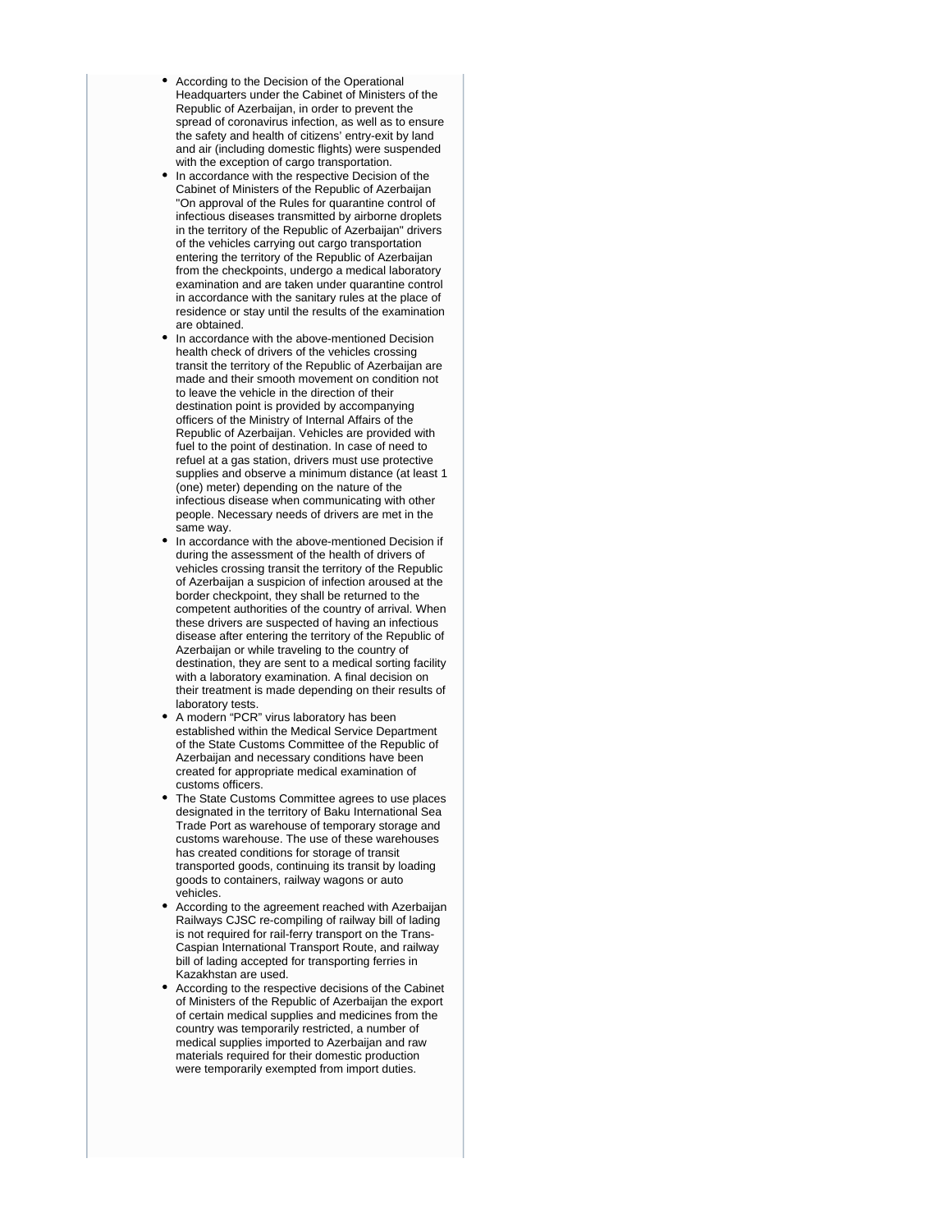- According to the Decision of the Operational Headquarters under the Cabinet of Ministers of the Republic of Azerbaijan, in order to prevent the spread of coronavirus infection, as well as to ensure the safety and health of citizens' entry-exit by land and air (including domestic flights) were suspended with the exception of cargo transportation.
- In accordance with the respective Decision of the Cabinet of Ministers of the Republic of Azerbaijan "On approval of the Rules for quarantine control of infectious diseases transmitted by airborne droplets in the territory of the Republic of Azerbaijan" drivers of the vehicles carrying out cargo transportation entering the territory of the Republic of Azerbaijan from the checkpoints, undergo a medical laboratory examination and are taken under quarantine control in accordance with the sanitary rules at the place of residence or stay until the results of the examination are obtained.
- In accordance with the above-mentioned Decision health check of drivers of the vehicles crossing transit the territory of the Republic of Azerbaijan are made and their smooth movement on condition not to leave the vehicle in the direction of their destination point is provided by accompanying officers of the Ministry of Internal Affairs of the Republic of Azerbaijan. Vehicles are provided with fuel to the point of destination. In case of need to refuel at a gas station, drivers must use protective supplies and observe a minimum distance (at least 1 (one) meter) depending on the nature of the infectious disease when communicating with other people. Necessary needs of drivers are met in the same way.
- In accordance with the above-mentioned Decision if during the assessment of the health of drivers of vehicles crossing transit the territory of the Republic of Azerbaijan a suspicion of infection aroused at the border checkpoint, they shall be returned to the competent authorities of the country of arrival. When these drivers are suspected of having an infectious disease after entering the territory of the Republic of Azerbaijan or while traveling to the country of destination, they are sent to a medical sorting facility with a laboratory examination. A final decision on their treatment is made depending on their results of laboratory tests.
- A modern "PCR" virus laboratory has been established within the Medical Service Department of the State Customs Committee of the Republic of Azerbaijan and necessary conditions have been created for appropriate medical examination of customs officers.
- The State Customs Committee agrees to use places designated in the territory of Baku International Sea Trade Port as warehouse of temporary storage and customs warehouse. The use of these warehouses has created conditions for storage of transit transported goods, continuing its transit by loading goods to containers, railway wagons or auto vehicles.
- According to the agreement reached with Azerbaijan Railways CJSC re-compiling of railway bill of lading is not required for rail-ferry transport on the Trans-Caspian International Transport Route, and railway bill of lading accepted for transporting ferries in Kazakhstan are used.
- According to the respective decisions of the Cabinet of Ministers of the Republic of Azerbaijan the export of certain medical supplies and medicines from the country was temporarily restricted, a number of medical supplies imported to Azerbaijan and raw materials required for their domestic production were temporarily exempted from import duties.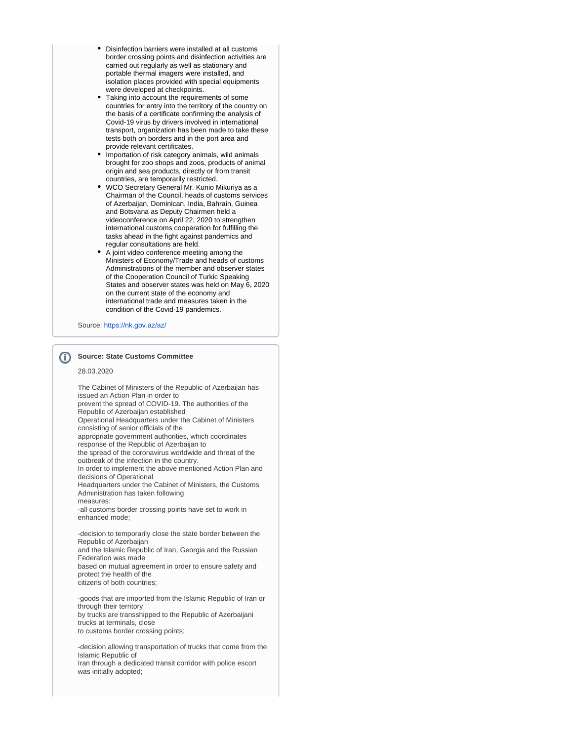- Disinfection barriers were installed at all customs border crossing points and disinfection activities are carried out regularly as well as stationary and portable thermal imagers were installed, and isolation places provided with special equipments were developed at checkpoints.
- Taking into account the requirements of some countries for entry into the territory of the country on the basis of a certificate confirming the analysis of Covid-19 virus by drivers involved in international transport, organization has been made to take these tests both on borders and in the port area and provide relevant certificates.
- Importation of risk category animals, wild animals brought for zoo shops and zoos, products of animal origin and sea products, directly or from transit countries, are temporarily restricted.
- WCO Secretary General Mr. Kunio Mikuriya as a Chairman of the Council, heads of customs services of Azerbaijan, Dominican, India, Bahrain, Guinea and Botsvana as Deputy Chairmen held a videoconference on April 22, 2020 to strengthen international customs cooperation for fulfilling the tasks ahead in the fight against pandemics and regular consultations are held.
- A joint video conference meeting among the Ministers of Economy/Trade and heads of customs Administrations of the member and observer states of the Cooperation Council of Turkic Speaking States and observer states was held on May 6, 2020 on the current state of the economy and international trade and measures taken in the condition of the Covid-19 pandemics.

Source: https://nk.gov.az/az/

**Source: State Customs Committee**

28.03.2020

The Cabinet of Ministers of the Republic of Azerbaijan has issued an Action Plan in order to prevent the spread of COVID-19. The authorities of the Republic of Azerbaijan established Operational Headquarters under the Cabinet of Ministers consisting of senior officials of the appropriate government authorities, which coordinates response of the Republic of Azerbaijan to the spread of the coronavirus worldwide and threat of the outbreak of the infection in the country.
In order to implement the above mentioned Action Plan and decisions of Operational Headquarters under the Cabinet of Ministers, the Customs Administration has taken following measures:
-all customs border crossing points have set to work in enhanced mode;

-decision to temporarily close the state border between the Republic of Azerbaijan and the Islamic Republic of Iran, Georgia and the Russian Federation was made based on mutual agreement in order to ensure safety and protect the health of the citizens of both countries;

-goods that are imported from the Islamic Republic of Iran or through their territory by trucks are transshipped to the Republic of Azerbaijani trucks at terminals, close to customs border crossing points;

-decision allowing transportation of trucks that come from the Islamic Republic of Iran through a dedicated transit corridor with police escort was initially adopted;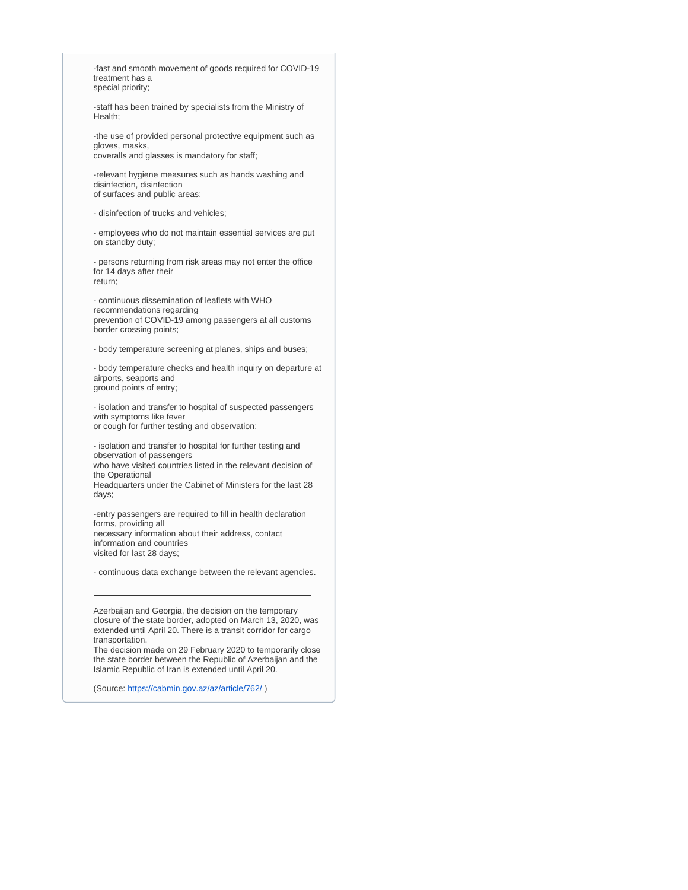-fast and smooth movement of goods required for COVID-19 treatment has a special priority;

-staff has been trained by specialists from the Ministry of Health;

-the use of provided personal protective equipment such as gloves, masks, coveralls and glasses is mandatory for staff;

-relevant hygiene measures such as hands washing and disinfection, disinfection of surfaces and public areas;

- disinfection of trucks and vehicles;

- employees who do not maintain essential services are put on standby duty;

- persons returning from risk areas may not enter the office for 14 days after their return;

- continuous dissemination of leaflets with WHO recommendations regarding prevention of COVID-19 among passengers at all customs border crossing points;

- body temperature screening at planes, ships and buses;

- body temperature checks and health inquiry on departure at airports, seaports and ground points of entry;

- isolation and transfer to hospital of suspected passengers with symptoms like fever or cough for further testing and observation;

- isolation and transfer to hospital for further testing and observation of passengers who have visited countries listed in the relevant decision of the Operational Headquarters under the Cabinet of Ministers for the last 28 days;

-entry passengers are required to fill in health declaration forms, providing all necessary information about their address, contact information and countries visited for last 28 days;

- continuous data exchange between the relevant agencies.

---

Azerbaijan and Georgia, the decision on the temporary closure of the state border, adopted on March 13, 2020, was extended until April 20. There is a transit corridor for cargo transportation.
The decision made on 29 February 2020 to temporarily close the state border between the Republic of Azerbaijan and the Islamic Republic of Iran is extended until April 20.

(Source: https://cabmin.gov.az/az/article/762/ )